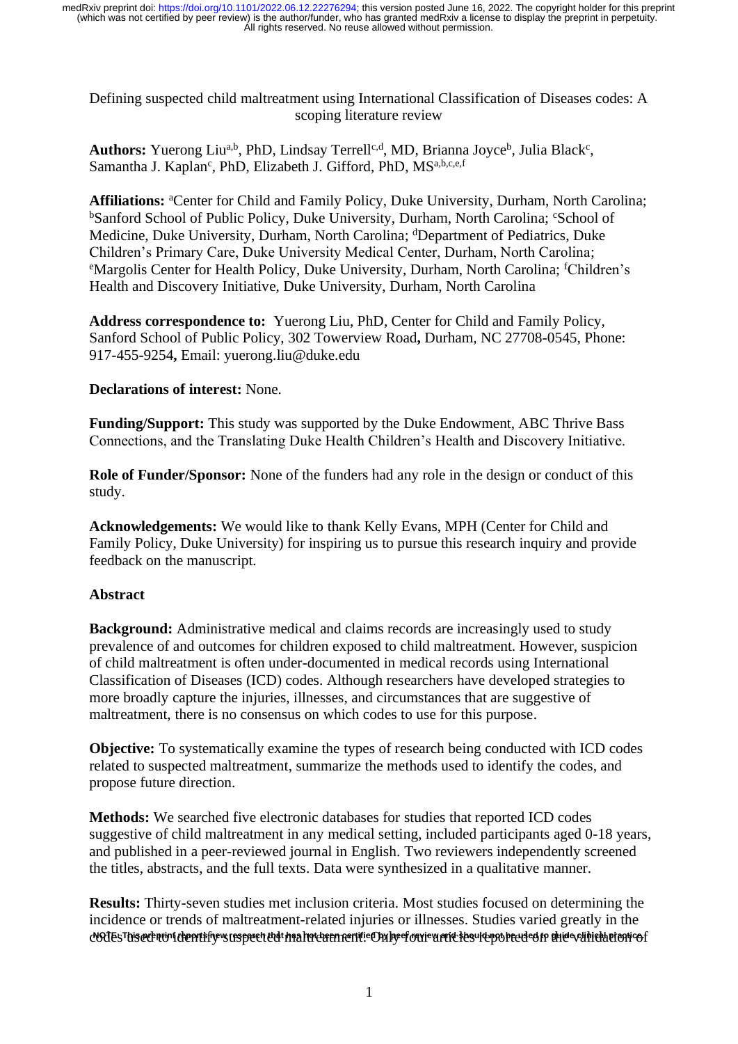Defining suspected child maltreatment using International Classification of Diseases codes: A scoping literature review

**Authors:** Yuerong Liu[a,b], PhD, Lindsay Terrell[c,d], MD, Brianna Joyce[b], Julia Black[c], Samantha J. Kaplan[c], PhD, Elizabeth J. Gifford, PhD, MS[a,b,c,e,f]

**Affiliations:** [a]Center for Child and Family Policy, Duke University, Durham, North Carolina; [b]Sanford School of Public Policy, Duke University, Durham, North Carolina; [c]School of Medicine, Duke University, Durham, North Carolina; [d]Department of Pediatrics, Duke Children's Primary Care, Duke University Medical Center, Durham, North Carolina; [e]Margolis Center for Health Policy, Duke University, Durham, North Carolina; [f]Children's Health and Discovery Initiative, Duke University, Durham, North Carolina

**Address correspondence to:** Yuerong Liu, PhD, Center for Child and Family Policy, Sanford School of Public Policy, 302 Towerview Road**,** Durham, NC 27708-0545, Phone: 917-455-9254**,** Email: yuerong.liu@duke.edu

**Declarations of interest:** None.

**Funding/Support:** This study was supported by the Duke Endowment, ABC Thrive Bass Connections, and the Translating Duke Health Children's Health and Discovery Initiative.

**Role of Funder/Sponsor:** None of the funders had any role in the design or conduct of this study.

**Acknowledgements:** We would like to thank Kelly Evans, MPH (Center for Child and Family Policy, Duke University) for inspiring us to pursue this research inquiry and provide feedback on the manuscript.

**Abstract**

**Background:** Administrative medical and claims records are increasingly used to study prevalence of and outcomes for children exposed to child maltreatment. However, suspicion of child maltreatment is often under-documented in medical records using International Classification of Diseases (ICD) codes. Although researchers have developed strategies to more broadly capture the injuries, illnesses, and circumstances that are suggestive of maltreatment, there is no consensus on which codes to use for this purpose.

**Objective:** To systematically examine the types of research being conducted with ICD codes related to suspected maltreatment, summarize the methods used to identify the codes, and propose future direction.

**Methods:** We searched five electronic databases for studies that reported ICD codes suggestive of child maltreatment in any medical setting, included participants aged 0-18 years, and published in a peer-reviewed journal in English. Two reviewers independently screened the titles, abstracts, and the full texts. Data were synthesized in a qualitative manner.

**Results:** Thirty-seven studies met inclusion criteria. Most studies focused on determining the incidence or trends of maltreatment-related injuries or illnesses. Studies varied greatly in the codes used to identify suspected maltreatment. Only four articles reported on the validation of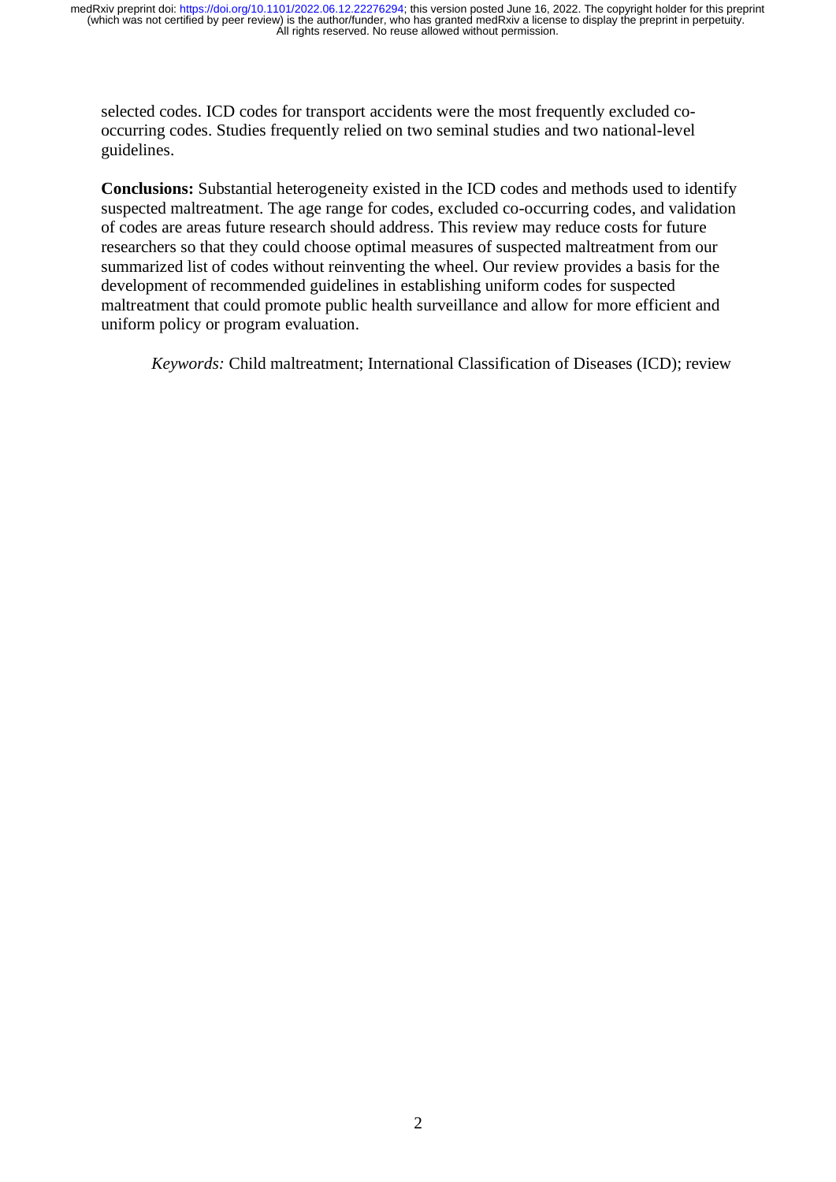selected codes. ICD codes for transport accidents were the most frequently excluded co-occurring codes. Studies frequently relied on two seminal studies and two national-level guidelines.

**Conclusions:** Substantial heterogeneity existed in the ICD codes and methods used to identify suspected maltreatment. The age range for codes, excluded co-occurring codes, and validation of codes are areas future research should address. This review may reduce costs for future researchers so that they could choose optimal measures of suspected maltreatment from our summarized list of codes without reinventing the wheel. Our review provides a basis for the development of recommended guidelines in establishing uniform codes for suspected maltreatment that could promote public health surveillance and allow for more efficient and uniform policy or program evaluation.

*Keywords:* Child maltreatment; International Classification of Diseases (ICD); review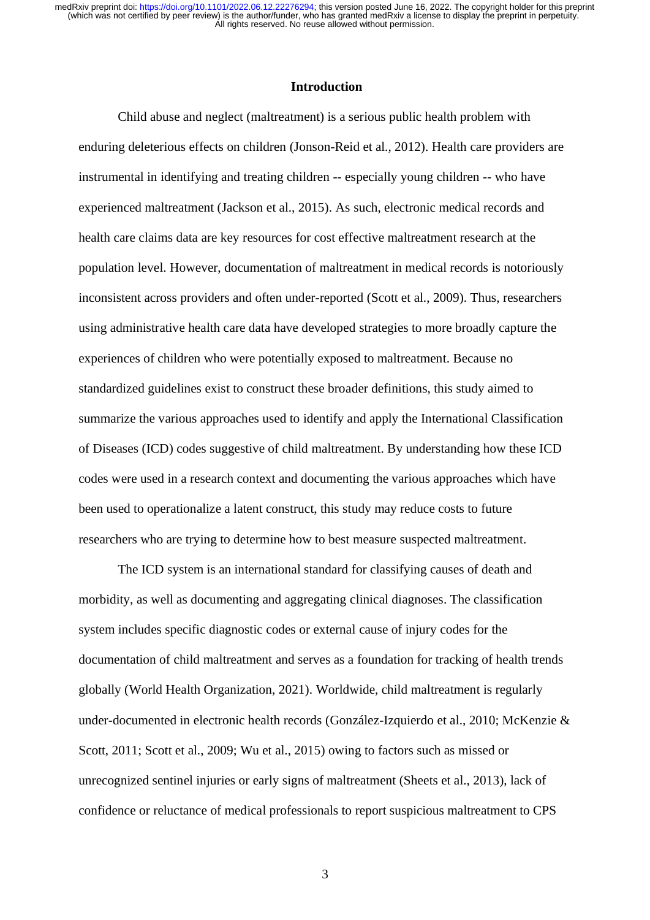## Introduction

Child abuse and neglect (maltreatment) is a serious public health problem with enduring deleterious effects on children (Jonson-Reid et al., 2012). Health care providers are instrumental in identifying and treating children -- especially young children -- who have experienced maltreatment (Jackson et al., 2015). As such, electronic medical records and health care claims data are key resources for cost effective maltreatment research at the population level. However, documentation of maltreatment in medical records is notoriously inconsistent across providers and often under-reported (Scott et al., 2009). Thus, researchers using administrative health care data have developed strategies to more broadly capture the experiences of children who were potentially exposed to maltreatment. Because no standardized guidelines exist to construct these broader definitions, this study aimed to summarize the various approaches used to identify and apply the International Classification of Diseases (ICD) codes suggestive of child maltreatment. By understanding how these ICD codes were used in a research context and documenting the various approaches which have been used to operationalize a latent construct, this study may reduce costs to future researchers who are trying to determine how to best measure suspected maltreatment.

The ICD system is an international standard for classifying causes of death and morbidity, as well as documenting and aggregating clinical diagnoses. The classification system includes specific diagnostic codes or external cause of injury codes for the documentation of child maltreatment and serves as a foundation for tracking of health trends globally (World Health Organization, 2021). Worldwide, child maltreatment is regularly under-documented in electronic health records (González-Izquierdo et al., 2010; McKenzie & Scott, 2011; Scott et al., 2009; Wu et al., 2015) owing to factors such as missed or unrecognized sentinel injuries or early signs of maltreatment (Sheets et al., 2013), lack of confidence or reluctance of medical professionals to report suspicious maltreatment to CPS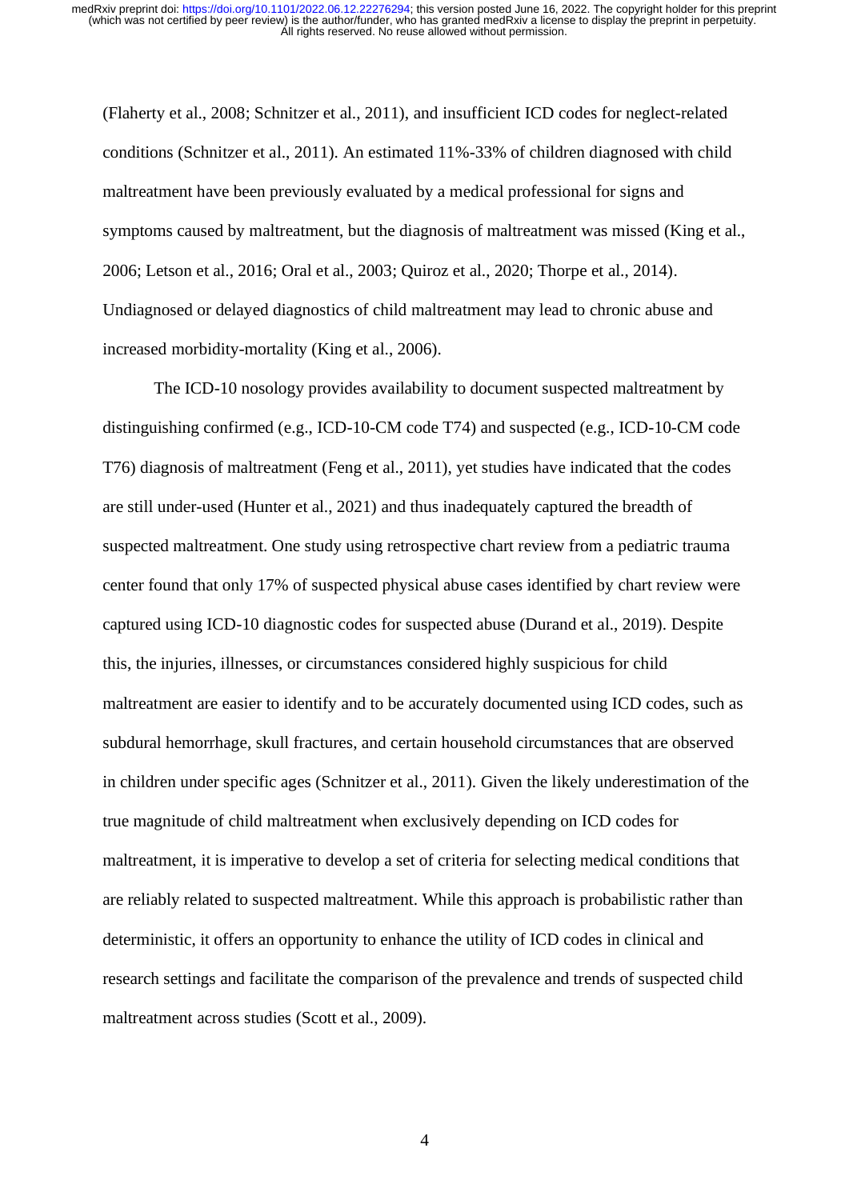(Flaherty et al., 2008; Schnitzer et al., 2011), and insufficient ICD codes for neglect-related conditions (Schnitzer et al., 2011). An estimated 11%-33% of children diagnosed with child maltreatment have been previously evaluated by a medical professional for signs and symptoms caused by maltreatment, but the diagnosis of maltreatment was missed (King et al., 2006; Letson et al., 2016; Oral et al., 2003; Quiroz et al., 2020; Thorpe et al., 2014). Undiagnosed or delayed diagnostics of child maltreatment may lead to chronic abuse and increased morbidity-mortality (King et al., 2006).

The ICD-10 nosology provides availability to document suspected maltreatment by distinguishing confirmed (e.g., ICD-10-CM code T74) and suspected (e.g., ICD-10-CM code T76) diagnosis of maltreatment (Feng et al., 2011), yet studies have indicated that the codes are still under-used (Hunter et al., 2021) and thus inadequately captured the breadth of suspected maltreatment. One study using retrospective chart review from a pediatric trauma center found that only 17% of suspected physical abuse cases identified by chart review were captured using ICD-10 diagnostic codes for suspected abuse (Durand et al., 2019). Despite this, the injuries, illnesses, or circumstances considered highly suspicious for child maltreatment are easier to identify and to be accurately documented using ICD codes, such as subdural hemorrhage, skull fractures, and certain household circumstances that are observed in children under specific ages (Schnitzer et al., 2011). Given the likely underestimation of the true magnitude of child maltreatment when exclusively depending on ICD codes for maltreatment, it is imperative to develop a set of criteria for selecting medical conditions that are reliably related to suspected maltreatment. While this approach is probabilistic rather than deterministic, it offers an opportunity to enhance the utility of ICD codes in clinical and research settings and facilitate the comparison of the prevalence and trends of suspected child maltreatment across studies (Scott et al., 2009).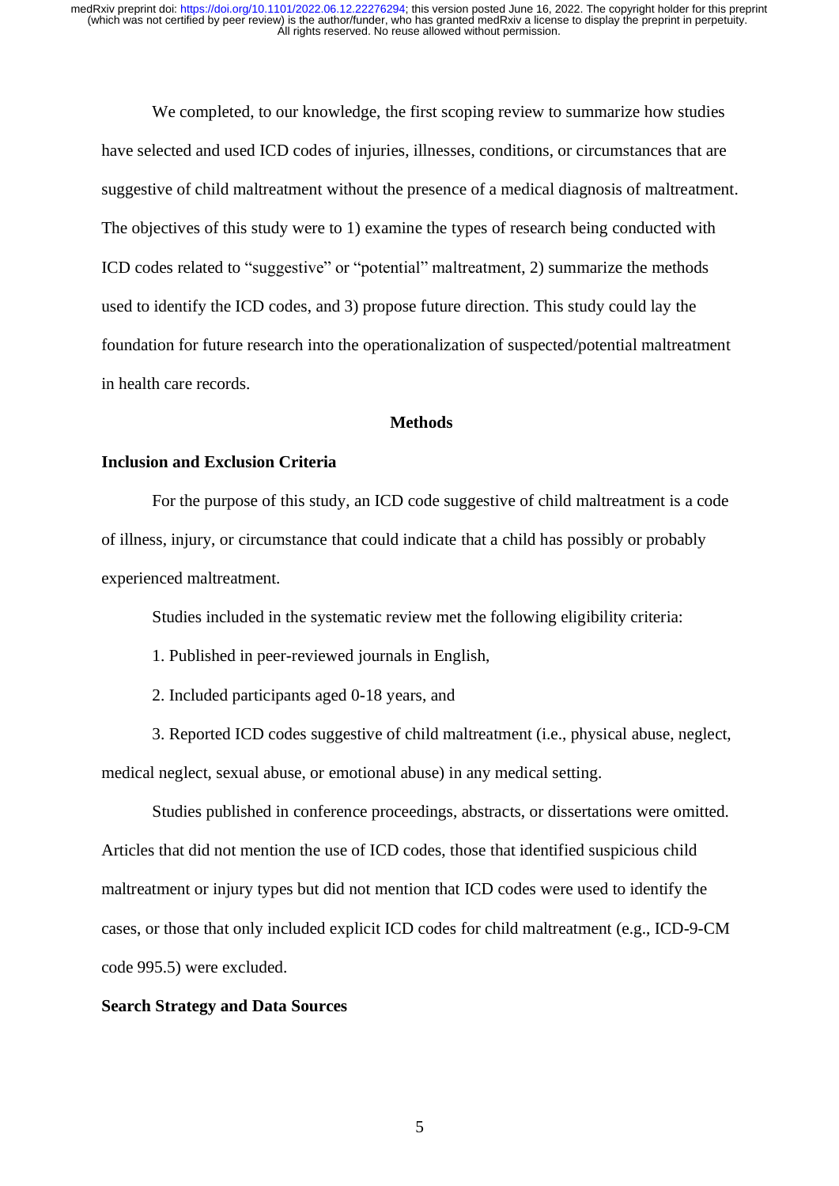We completed, to our knowledge, the first scoping review to summarize how studies have selected and used ICD codes of injuries, illnesses, conditions, or circumstances that are suggestive of child maltreatment without the presence of a medical diagnosis of maltreatment. The objectives of this study were to 1) examine the types of research being conducted with ICD codes related to "suggestive" or "potential" maltreatment, 2) summarize the methods used to identify the ICD codes, and 3) propose future direction. This study could lay the foundation for future research into the operationalization of suspected/potential maltreatment in health care records.

## Methods

### Inclusion and Exclusion Criteria

For the purpose of this study, an ICD code suggestive of child maltreatment is a code of illness, injury, or circumstance that could indicate that a child has possibly or probably experienced maltreatment.

Studies included in the systematic review met the following eligibility criteria:

1. Published in peer-reviewed journals in English,

2. Included participants aged 0-18 years, and

3. Reported ICD codes suggestive of child maltreatment (i.e., physical abuse, neglect, medical neglect, sexual abuse, or emotional abuse) in any medical setting.

Studies published in conference proceedings, abstracts, or dissertations were omitted. Articles that did not mention the use of ICD codes, those that identified suspicious child maltreatment or injury types but did not mention that ICD codes were used to identify the cases, or those that only included explicit ICD codes for child maltreatment (e.g., ICD-9-CM code 995.5) were excluded.

### Search Strategy and Data Sources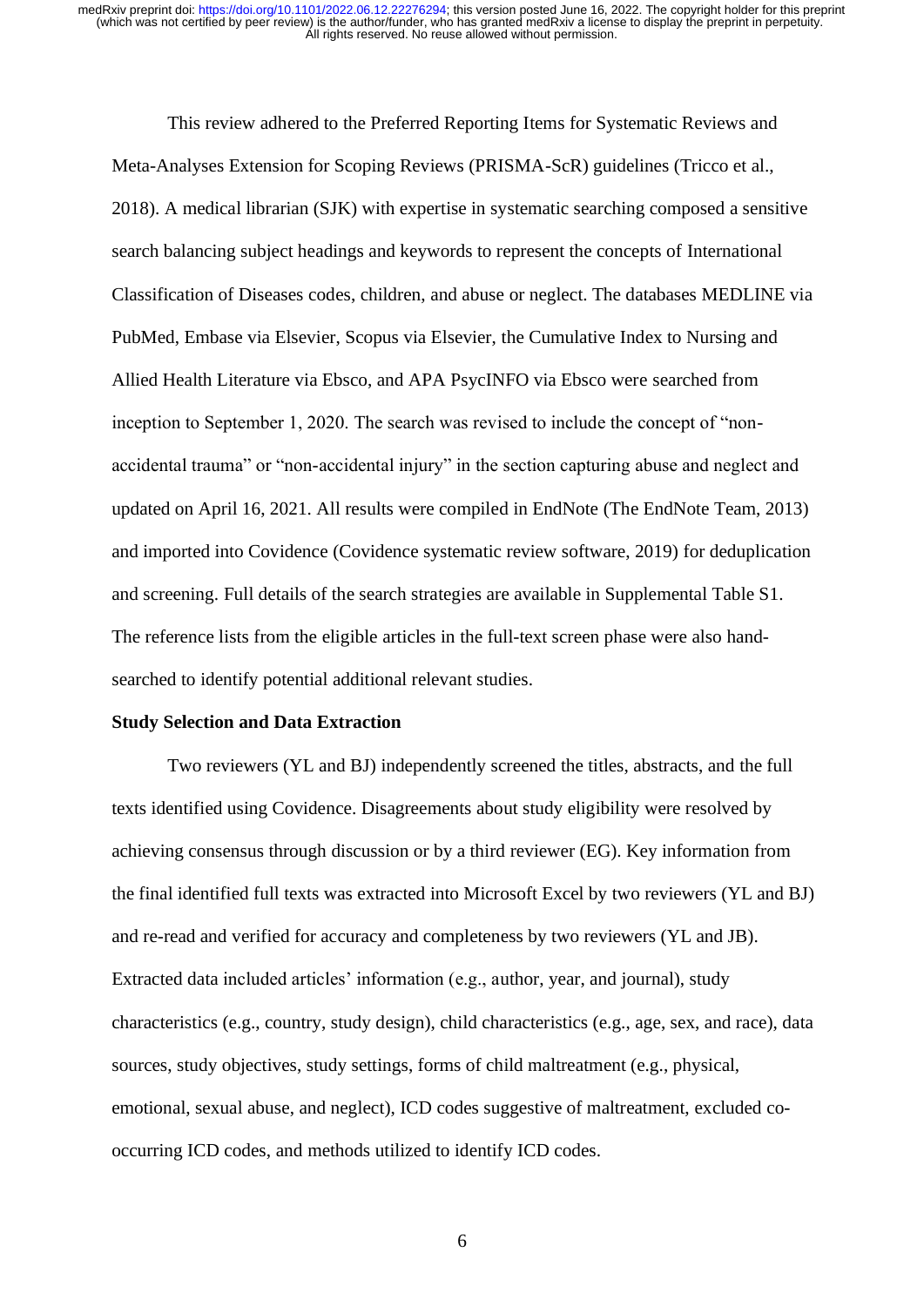This review adhered to the Preferred Reporting Items for Systematic Reviews and Meta-Analyses Extension for Scoping Reviews (PRISMA-ScR) guidelines (Tricco et al., 2018). A medical librarian (SJK) with expertise in systematic searching composed a sensitive search balancing subject headings and keywords to represent the concepts of International Classification of Diseases codes, children, and abuse or neglect. The databases MEDLINE via PubMed, Embase via Elsevier, Scopus via Elsevier, the Cumulative Index to Nursing and Allied Health Literature via Ebsco, and APA PsycINFO via Ebsco were searched from inception to September 1, 2020. The search was revised to include the concept of "non-accidental trauma" or "non-accidental injury" in the section capturing abuse and neglect and updated on April 16, 2021. All results were compiled in EndNote (The EndNote Team, 2013) and imported into Covidence (Covidence systematic review software, 2019) for deduplication and screening. Full details of the search strategies are available in Supplemental Table S1. The reference lists from the eligible articles in the full-text screen phase were also hand-searched to identify potential additional relevant studies.

**Study Selection and Data Extraction**

Two reviewers (YL and BJ) independently screened the titles, abstracts, and the full texts identified using Covidence. Disagreements about study eligibility were resolved by achieving consensus through discussion or by a third reviewer (EG). Key information from the final identified full texts was extracted into Microsoft Excel by two reviewers (YL and BJ) and re-read and verified for accuracy and completeness by two reviewers (YL and JB). Extracted data included articles' information (e.g., author, year, and journal), study characteristics (e.g., country, study design), child characteristics (e.g., age, sex, and race), data sources, study objectives, study settings, forms of child maltreatment (e.g., physical, emotional, sexual abuse, and neglect), ICD codes suggestive of maltreatment, excluded co-occurring ICD codes, and methods utilized to identify ICD codes.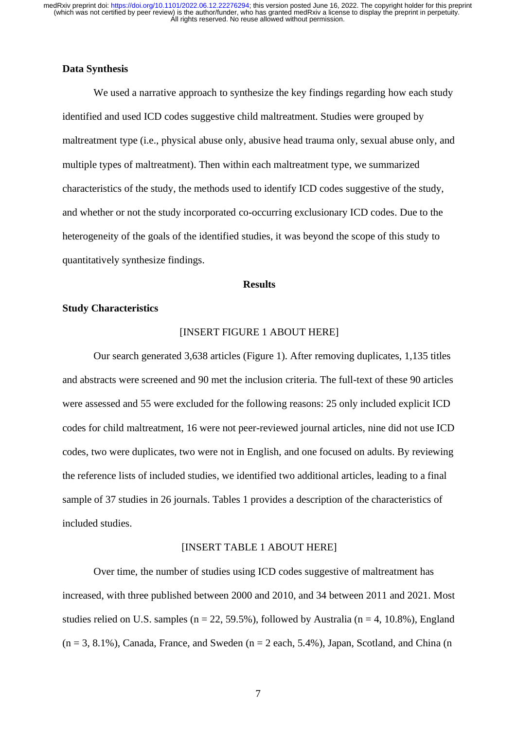## Data Synthesis

We used a narrative approach to synthesize the key findings regarding how each study identified and used ICD codes suggestive child maltreatment. Studies were grouped by maltreatment type (i.e., physical abuse only, abusive head trauma only, sexual abuse only, and multiple types of maltreatment). Then within each maltreatment type, we summarized characteristics of the study, the methods used to identify ICD codes suggestive of the study, and whether or not the study incorporated co-occurring exclusionary ICD codes. Due to the heterogeneity of the goals of the identified studies, it was beyond the scope of this study to quantitatively synthesize findings.

# Results

## Study Characteristics

[INSERT FIGURE 1 ABOUT HERE]

Our search generated 3,638 articles (Figure 1). After removing duplicates, 1,135 titles and abstracts were screened and 90 met the inclusion criteria. The full-text of these 90 articles were assessed and 55 were excluded for the following reasons: 25 only included explicit ICD codes for child maltreatment, 16 were not peer-reviewed journal articles, nine did not use ICD codes, two were duplicates, two were not in English, and one focused on adults. By reviewing the reference lists of included studies, we identified two additional articles, leading to a final sample of 37 studies in 26 journals. Tables 1 provides a description of the characteristics of included studies.

[INSERT TABLE 1 ABOUT HERE]

Over time, the number of studies using ICD codes suggestive of maltreatment has increased, with three published between 2000 and 2010, and 34 between 2011 and 2021. Most studies relied on U.S. samples (n = 22, 59.5%), followed by Australia (n = 4, 10.8%), England (n = 3, 8.1%), Canada, France, and Sweden (n = 2 each, 5.4%), Japan, Scotland, and China (n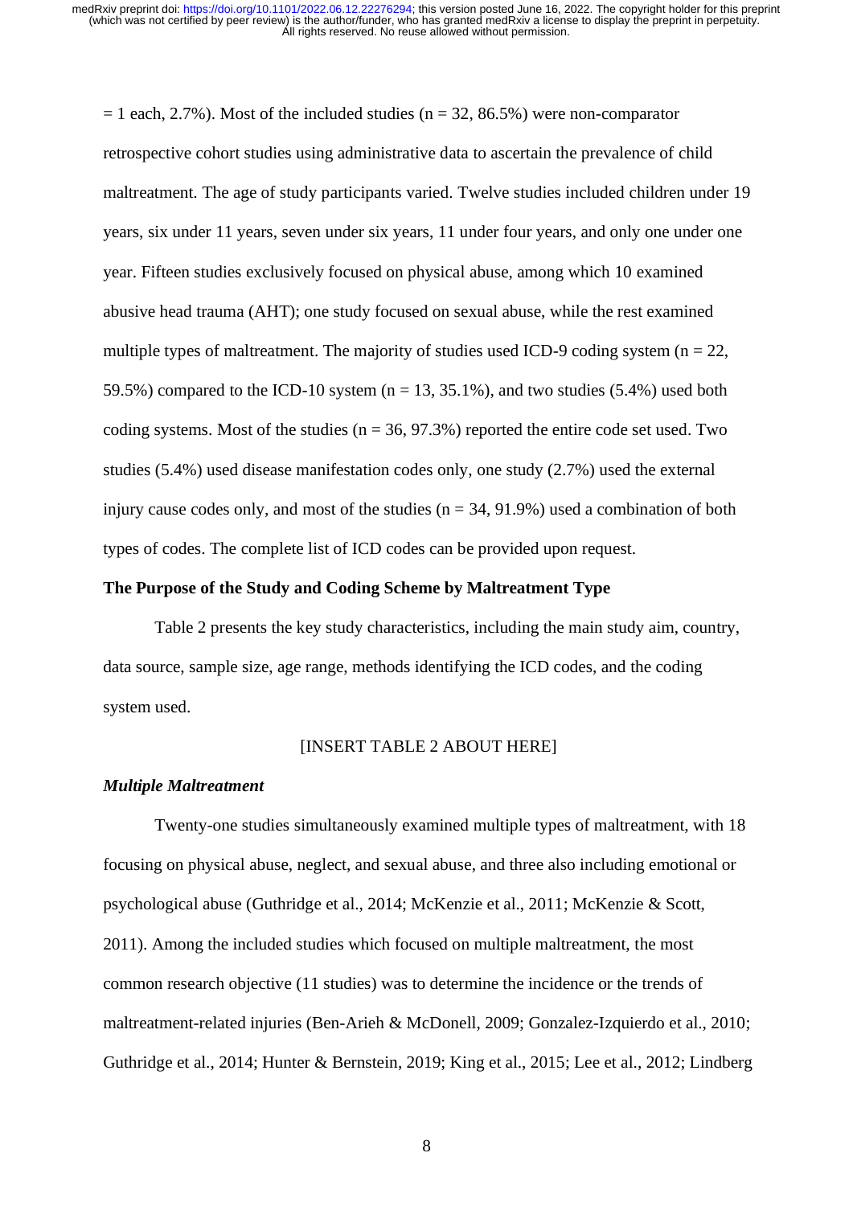= 1 each, 2.7%). Most of the included studies (n = 32, 86.5%) were non-comparator retrospective cohort studies using administrative data to ascertain the prevalence of child maltreatment. The age of study participants varied. Twelve studies included children under 19 years, six under 11 years, seven under six years, 11 under four years, and only one under one year. Fifteen studies exclusively focused on physical abuse, among which 10 examined abusive head trauma (AHT); one study focused on sexual abuse, while the rest examined multiple types of maltreatment. The majority of studies used ICD-9 coding system (n = 22, 59.5%) compared to the ICD-10 system (n = 13, 35.1%), and two studies (5.4%) used both coding systems. Most of the studies (n = 36, 97.3%) reported the entire code set used. Two studies (5.4%) used disease manifestation codes only, one study (2.7%) used the external injury cause codes only, and most of the studies (n = 34, 91.9%) used a combination of both types of codes. The complete list of ICD codes can be provided upon request.

## The Purpose of the Study and Coding Scheme by Maltreatment Type

Table 2 presents the key study characteristics, including the main study aim, country, data source, sample size, age range, methods identifying the ICD codes, and the coding system used.

[INSERT TABLE 2 ABOUT HERE]

### *Multiple Maltreatment*

Twenty-one studies simultaneously examined multiple types of maltreatment, with 18 focusing on physical abuse, neglect, and sexual abuse, and three also including emotional or psychological abuse (Guthridge et al., 2014; McKenzie et al., 2011; McKenzie & Scott, 2011). Among the included studies which focused on multiple maltreatment, the most common research objective (11 studies) was to determine the incidence or the trends of maltreatment-related injuries (Ben-Arieh & McDonell, 2009; Gonzalez-Izquierdo et al., 2010; Guthridge et al., 2014; Hunter & Bernstein, 2019; King et al., 2015; Lee et al., 2012; Lindberg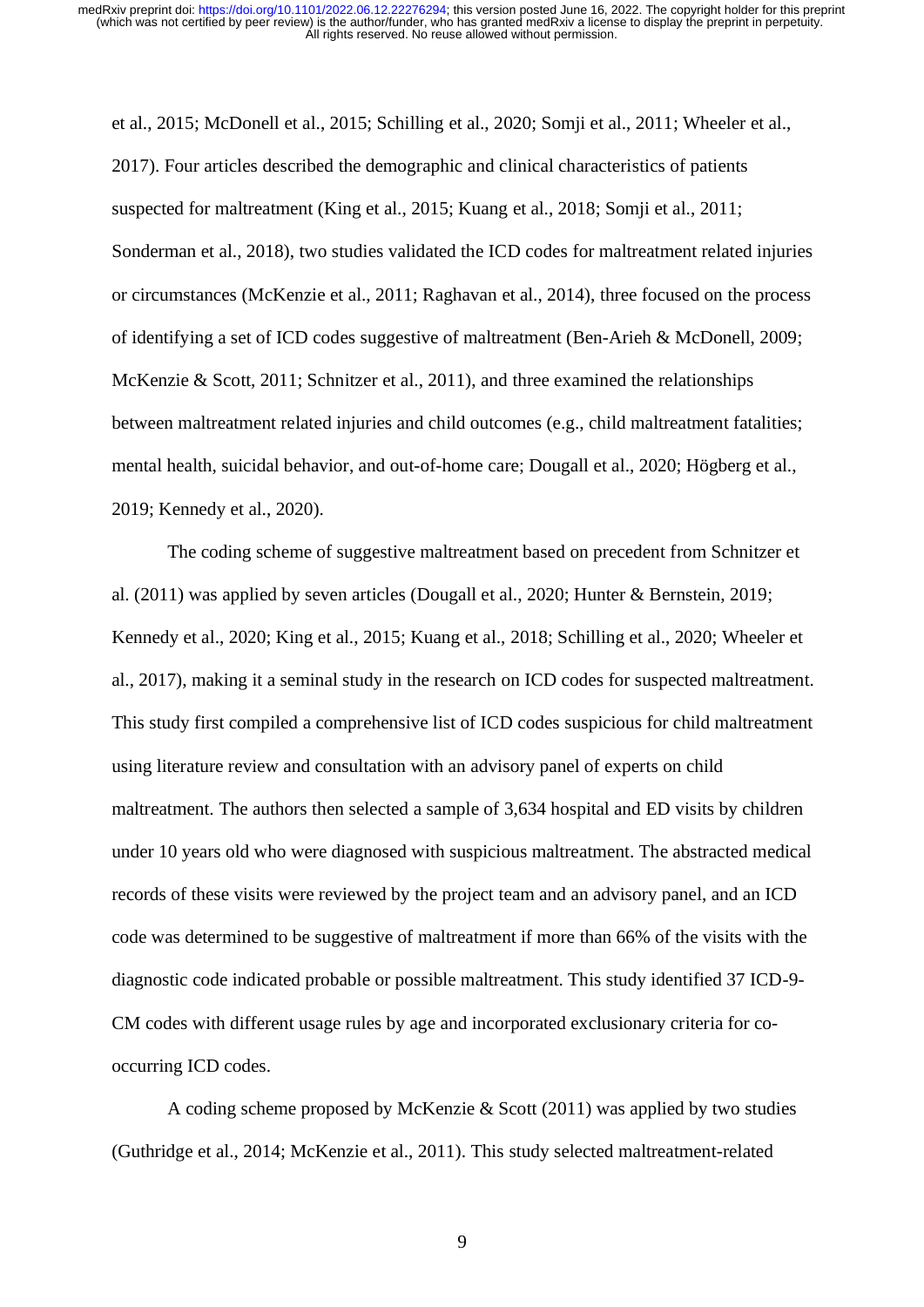et al., 2015; McDonell et al., 2015; Schilling et al., 2020; Somji et al., 2011; Wheeler et al., 2017). Four articles described the demographic and clinical characteristics of patients suspected for maltreatment (King et al., 2015; Kuang et al., 2018; Somji et al., 2011; Sonderman et al., 2018), two studies validated the ICD codes for maltreatment related injuries or circumstances (McKenzie et al., 2011; Raghavan et al., 2014), three focused on the process of identifying a set of ICD codes suggestive of maltreatment (Ben-Arieh & McDonell, 2009; McKenzie & Scott, 2011; Schnitzer et al., 2011), and three examined the relationships between maltreatment related injuries and child outcomes (e.g., child maltreatment fatalities; mental health, suicidal behavior, and out-of-home care; Dougall et al., 2020; Högberg et al., 2019; Kennedy et al., 2020).

The coding scheme of suggestive maltreatment based on precedent from Schnitzer et al. (2011) was applied by seven articles (Dougall et al., 2020; Hunter & Bernstein, 2019; Kennedy et al., 2020; King et al., 2015; Kuang et al., 2018; Schilling et al., 2020; Wheeler et al., 2017), making it a seminal study in the research on ICD codes for suspected maltreatment. This study first compiled a comprehensive list of ICD codes suspicious for child maltreatment using literature review and consultation with an advisory panel of experts on child maltreatment. The authors then selected a sample of 3,634 hospital and ED visits by children under 10 years old who were diagnosed with suspicious maltreatment. The abstracted medical records of these visits were reviewed by the project team and an advisory panel, and an ICD code was determined to be suggestive of maltreatment if more than 66% of the visits with the diagnostic code indicated probable or possible maltreatment. This study identified 37 ICD-9-CM codes with different usage rules by age and incorporated exclusionary criteria for co-occurring ICD codes.

A coding scheme proposed by McKenzie & Scott (2011) was applied by two studies (Guthridge et al., 2014; McKenzie et al., 2011). This study selected maltreatment-related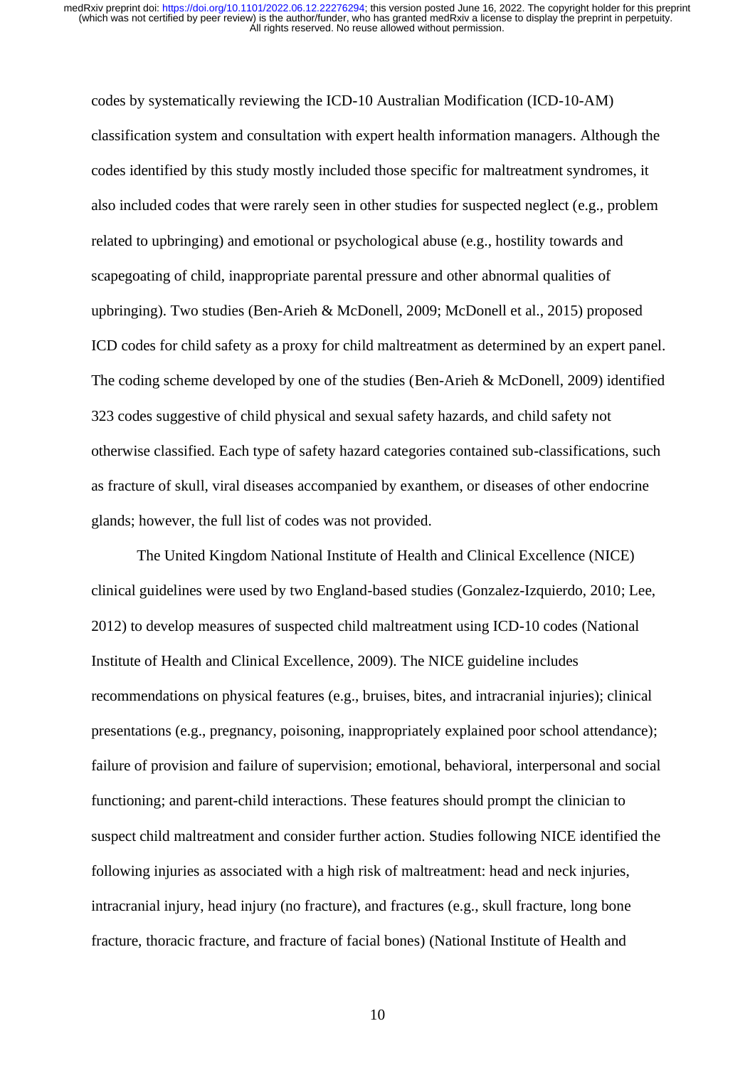codes by systematically reviewing the ICD-10 Australian Modification (ICD-10-AM) classification system and consultation with expert health information managers. Although the codes identified by this study mostly included those specific for maltreatment syndromes, it also included codes that were rarely seen in other studies for suspected neglect (e.g., problem related to upbringing) and emotional or psychological abuse (e.g., hostility towards and scapegoating of child, inappropriate parental pressure and other abnormal qualities of upbringing). Two studies (Ben-Arieh & McDonell, 2009; McDonell et al., 2015) proposed ICD codes for child safety as a proxy for child maltreatment as determined by an expert panel. The coding scheme developed by one of the studies (Ben-Arieh & McDonell, 2009) identified 323 codes suggestive of child physical and sexual safety hazards, and child safety not otherwise classified. Each type of safety hazard categories contained sub-classifications, such as fracture of skull, viral diseases accompanied by exanthem, or diseases of other endocrine glands; however, the full list of codes was not provided.

The United Kingdom National Institute of Health and Clinical Excellence (NICE) clinical guidelines were used by two England-based studies (Gonzalez-Izquierdo, 2010; Lee, 2012) to develop measures of suspected child maltreatment using ICD-10 codes (National Institute of Health and Clinical Excellence, 2009). The NICE guideline includes recommendations on physical features (e.g., bruises, bites, and intracranial injuries); clinical presentations (e.g., pregnancy, poisoning, inappropriately explained poor school attendance); failure of provision and failure of supervision; emotional, behavioral, interpersonal and social functioning; and parent-child interactions. These features should prompt the clinician to suspect child maltreatment and consider further action. Studies following NICE identified the following injuries as associated with a high risk of maltreatment: head and neck injuries, intracranial injury, head injury (no fracture), and fractures (e.g., skull fracture, long bone fracture, thoracic fracture, and fracture of facial bones) (National Institute of Health and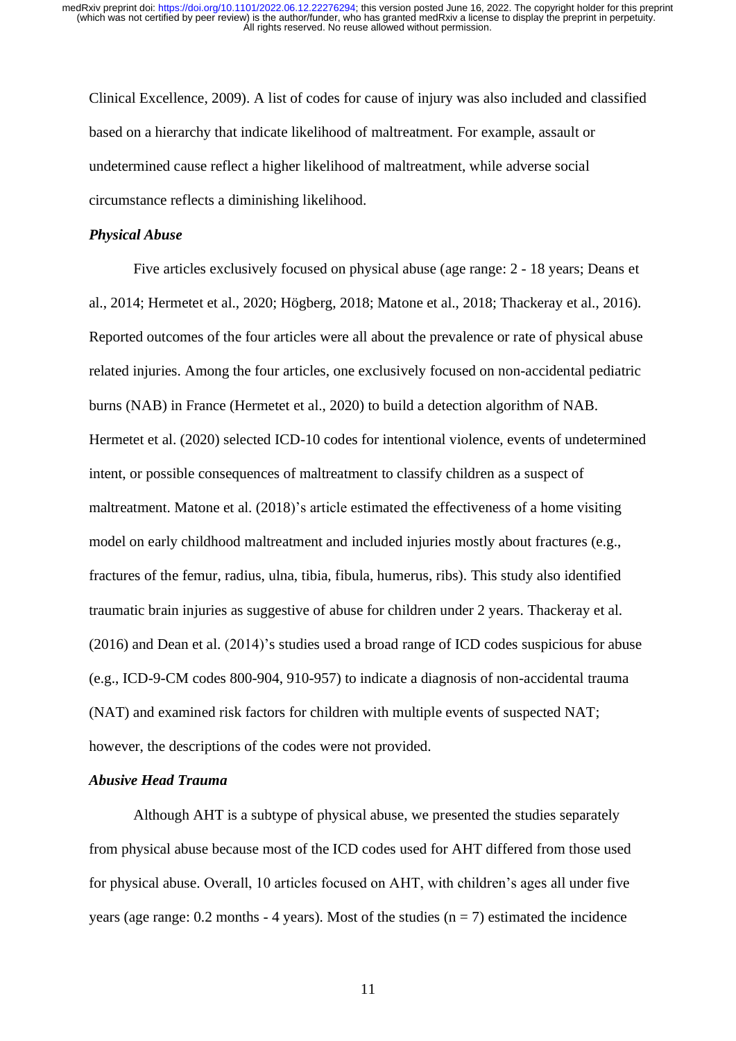Clinical Excellence, 2009). A list of codes for cause of injury was also included and classified based on a hierarchy that indicate likelihood of maltreatment. For example, assault or undetermined cause reflect a higher likelihood of maltreatment, while adverse social circumstance reflects a diminishing likelihood.

### *Physical Abuse*

Five articles exclusively focused on physical abuse (age range: 2 - 18 years; Deans et al., 2014; Hermetet et al., 2020; Högberg, 2018; Matone et al., 2018; Thackeray et al., 2016). Reported outcomes of the four articles were all about the prevalence or rate of physical abuse related injuries. Among the four articles, one exclusively focused on non-accidental pediatric burns (NAB) in France (Hermetet et al., 2020) to build a detection algorithm of NAB. Hermetet et al. (2020) selected ICD-10 codes for intentional violence, events of undetermined intent, or possible consequences of maltreatment to classify children as a suspect of maltreatment. Matone et al. (2018)'s article estimated the effectiveness of a home visiting model on early childhood maltreatment and included injuries mostly about fractures (e.g., fractures of the femur, radius, ulna, tibia, fibula, humerus, ribs). This study also identified traumatic brain injuries as suggestive of abuse for children under 2 years. Thackeray et al. (2016) and Dean et al. (2014)'s studies used a broad range of ICD codes suspicious for abuse (e.g., ICD-9-CM codes 800-904, 910-957) to indicate a diagnosis of non-accidental trauma (NAT) and examined risk factors for children with multiple events of suspected NAT; however, the descriptions of the codes were not provided.

### *Abusive Head Trauma*

Although AHT is a subtype of physical abuse, we presented the studies separately from physical abuse because most of the ICD codes used for AHT differed from those used for physical abuse. Overall, 10 articles focused on AHT, with children's ages all under five years (age range: 0.2 months - 4 years). Most of the studies (n = 7) estimated the incidence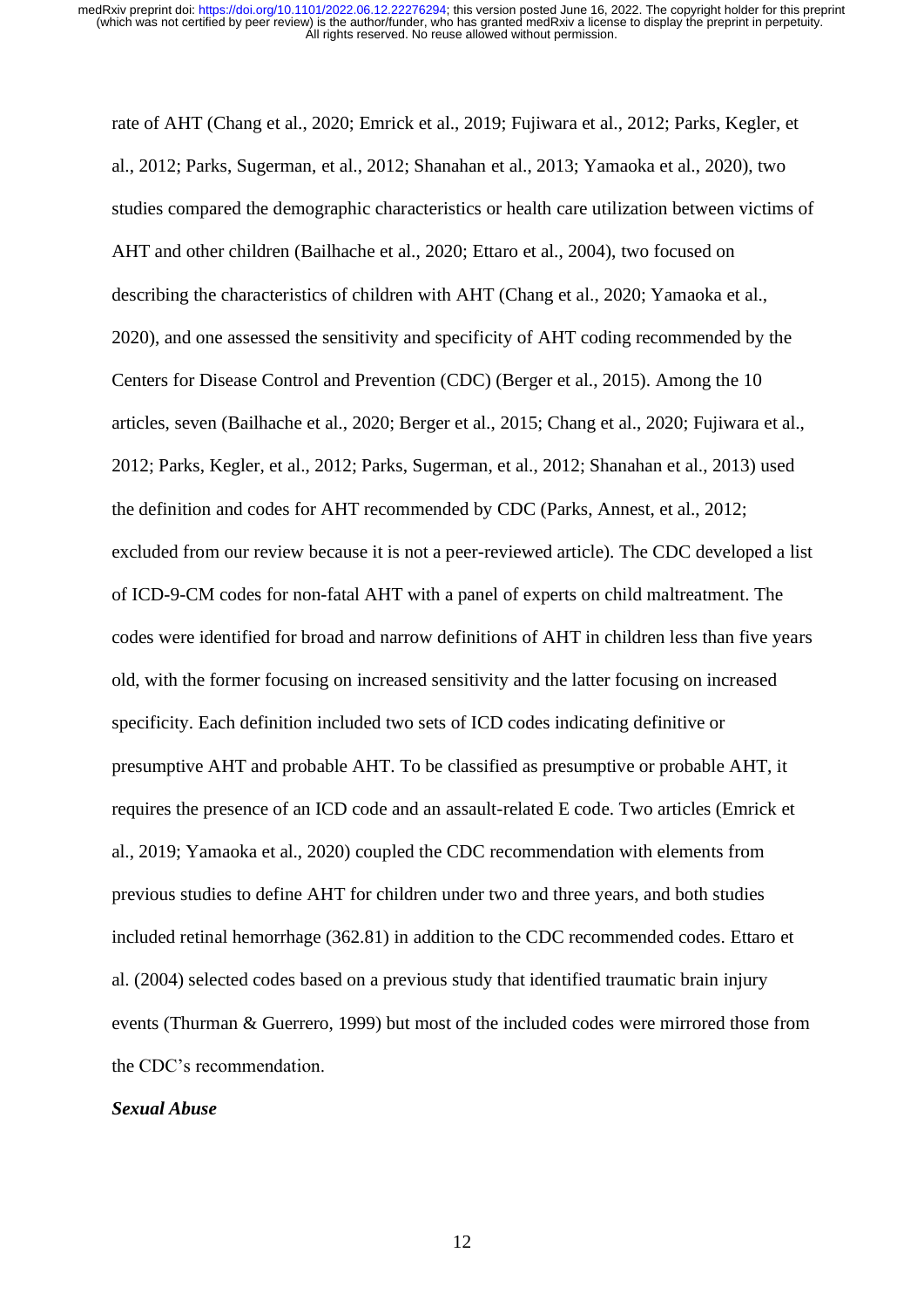rate of AHT (Chang et al., 2020; Emrick et al., 2019; Fujiwara et al., 2012; Parks, Kegler, et al., 2012; Parks, Sugerman, et al., 2012; Shanahan et al., 2013; Yamaoka et al., 2020), two studies compared the demographic characteristics or health care utilization between victims of AHT and other children (Bailhache et al., 2020; Ettaro et al., 2004), two focused on describing the characteristics of children with AHT (Chang et al., 2020; Yamaoka et al., 2020), and one assessed the sensitivity and specificity of AHT coding recommended by the Centers for Disease Control and Prevention (CDC) (Berger et al., 2015). Among the 10 articles, seven (Bailhache et al., 2020; Berger et al., 2015; Chang et al., 2020; Fujiwara et al., 2012; Parks, Kegler, et al., 2012; Parks, Sugerman, et al., 2012; Shanahan et al., 2013) used the definition and codes for AHT recommended by CDC (Parks, Annest, et al., 2012; excluded from our review because it is not a peer-reviewed article). The CDC developed a list of ICD-9-CM codes for non-fatal AHT with a panel of experts on child maltreatment. The codes were identified for broad and narrow definitions of AHT in children less than five years old, with the former focusing on increased sensitivity and the latter focusing on increased specificity. Each definition included two sets of ICD codes indicating definitive or presumptive AHT and probable AHT. To be classified as presumptive or probable AHT, it requires the presence of an ICD code and an assault-related E code. Two articles (Emrick et al., 2019; Yamaoka et al., 2020) coupled the CDC recommendation with elements from previous studies to define AHT for children under two and three years, and both studies included retinal hemorrhage (362.81) in addition to the CDC recommended codes. Ettaro et al. (2004) selected codes based on a previous study that identified traumatic brain injury events (Thurman & Guerrero, 1999) but most of the included codes were mirrored those from the CDC's recommendation.

***Sexual Abuse***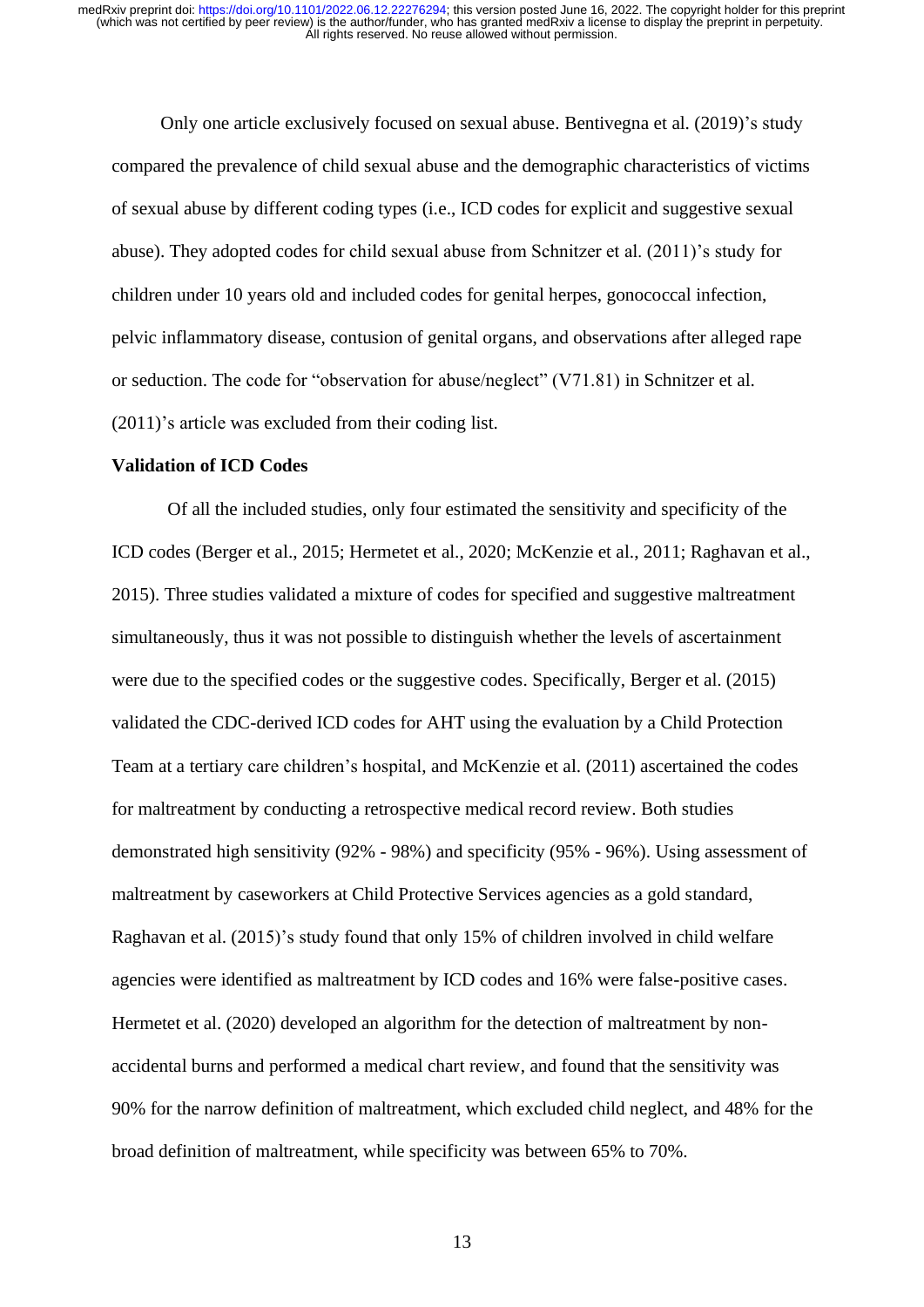Only one article exclusively focused on sexual abuse. Bentivegna et al. (2019)'s study compared the prevalence of child sexual abuse and the demographic characteristics of victims of sexual abuse by different coding types (i.e., ICD codes for explicit and suggestive sexual abuse). They adopted codes for child sexual abuse from Schnitzer et al. (2011)'s study for children under 10 years old and included codes for genital herpes, gonococcal infection, pelvic inflammatory disease, contusion of genital organs, and observations after alleged rape or seduction. The code for "observation for abuse/neglect" (V71.81) in Schnitzer et al. (2011)'s article was excluded from their coding list.

**Validation of ICD Codes**

Of all the included studies, only four estimated the sensitivity and specificity of the ICD codes (Berger et al., 2015; Hermetet et al., 2020; McKenzie et al., 2011; Raghavan et al., 2015). Three studies validated a mixture of codes for specified and suggestive maltreatment simultaneously, thus it was not possible to distinguish whether the levels of ascertainment were due to the specified codes or the suggestive codes. Specifically, Berger et al. (2015) validated the CDC-derived ICD codes for AHT using the evaluation by a Child Protection Team at a tertiary care children's hospital, and McKenzie et al. (2011) ascertained the codes for maltreatment by conducting a retrospective medical record review. Both studies demonstrated high sensitivity (92% - 98%) and specificity (95% - 96%). Using assessment of maltreatment by caseworkers at Child Protective Services agencies as a gold standard, Raghavan et al. (2015)'s study found that only 15% of children involved in child welfare agencies were identified as maltreatment by ICD codes and 16% were false-positive cases. Hermetet et al. (2020) developed an algorithm for the detection of maltreatment by non-accidental burns and performed a medical chart review, and found that the sensitivity was 90% for the narrow definition of maltreatment, which excluded child neglect, and 48% for the broad definition of maltreatment, while specificity was between 65% to 70%.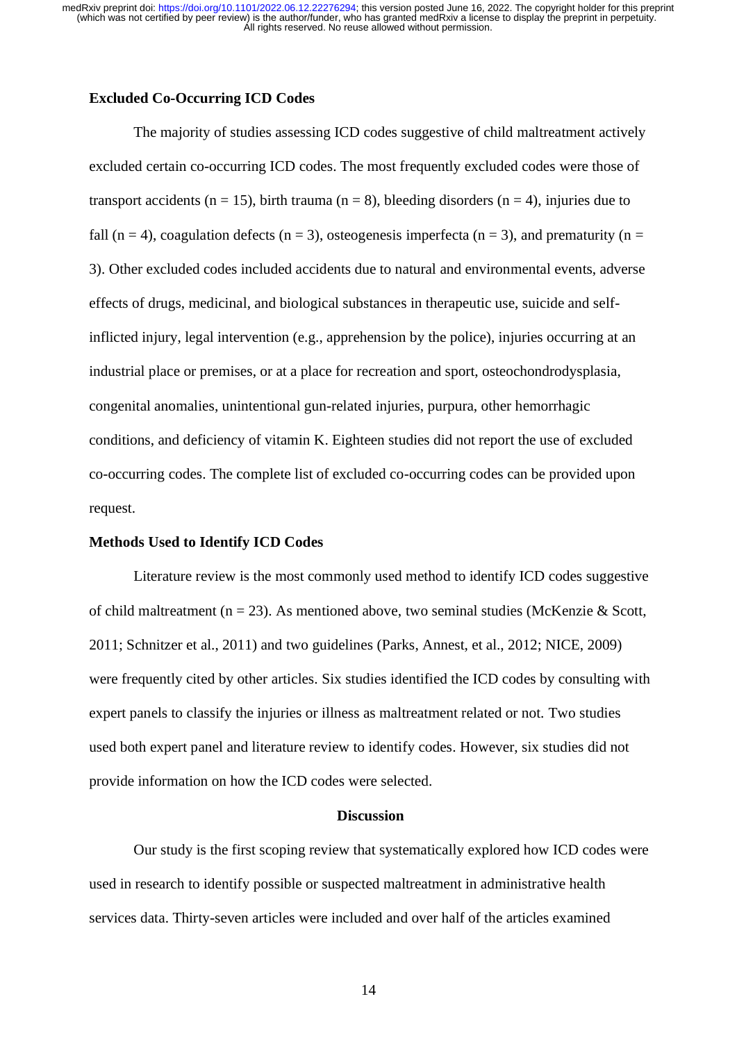### Excluded Co-Occurring ICD Codes

The majority of studies assessing ICD codes suggestive of child maltreatment actively excluded certain co-occurring ICD codes. The most frequently excluded codes were those of transport accidents (n = 15), birth trauma (n = 8), bleeding disorders (n = 4), injuries due to fall (n = 4), coagulation defects (n = 3), osteogenesis imperfecta (n = 3), and prematurity (n = 3). Other excluded codes included accidents due to natural and environmental events, adverse effects of drugs, medicinal, and biological substances in therapeutic use, suicide and self-inflicted injury, legal intervention (e.g., apprehension by the police), injuries occurring at an industrial place or premises, or at a place for recreation and sport, osteochondrodysplasia, congenital anomalies, unintentional gun-related injuries, purpura, other hemorrhagic conditions, and deficiency of vitamin K. Eighteen studies did not report the use of excluded co-occurring codes. The complete list of excluded co-occurring codes can be provided upon request.

### Methods Used to Identify ICD Codes

Literature review is the most commonly used method to identify ICD codes suggestive of child maltreatment (n = 23). As mentioned above, two seminal studies (McKenzie & Scott, 2011; Schnitzer et al., 2011) and two guidelines (Parks, Annest, et al., 2012; NICE, 2009) were frequently cited by other articles. Six studies identified the ICD codes by consulting with expert panels to classify the injuries or illness as maltreatment related or not. Two studies used both expert panel and literature review to identify codes. However, six studies did not provide information on how the ICD codes were selected.

## Discussion

Our study is the first scoping review that systematically explored how ICD codes were used in research to identify possible or suspected maltreatment in administrative health services data. Thirty-seven articles were included and over half of the articles examined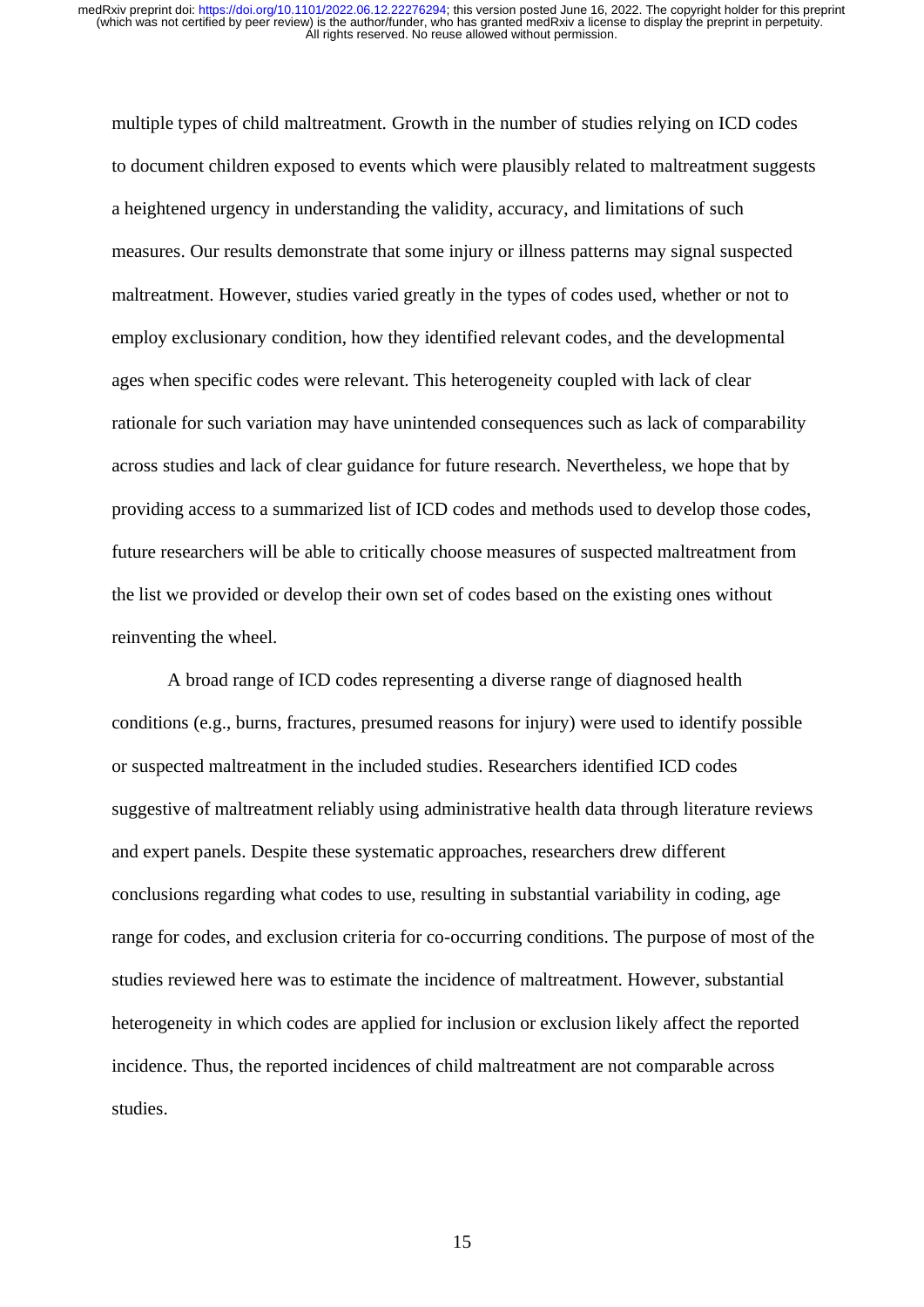multiple types of child maltreatment. Growth in the number of studies relying on ICD codes to document children exposed to events which were plausibly related to maltreatment suggests a heightened urgency in understanding the validity, accuracy, and limitations of such measures. Our results demonstrate that some injury or illness patterns may signal suspected maltreatment. However, studies varied greatly in the types of codes used, whether or not to employ exclusionary condition, how they identified relevant codes, and the developmental ages when specific codes were relevant. This heterogeneity coupled with lack of clear rationale for such variation may have unintended consequences such as lack of comparability across studies and lack of clear guidance for future research. Nevertheless, we hope that by providing access to a summarized list of ICD codes and methods used to develop those codes, future researchers will be able to critically choose measures of suspected maltreatment from the list we provided or develop their own set of codes based on the existing ones without reinventing the wheel.

A broad range of ICD codes representing a diverse range of diagnosed health conditions (e.g., burns, fractures, presumed reasons for injury) were used to identify possible or suspected maltreatment in the included studies. Researchers identified ICD codes suggestive of maltreatment reliably using administrative health data through literature reviews and expert panels. Despite these systematic approaches, researchers drew different conclusions regarding what codes to use, resulting in substantial variability in coding, age range for codes, and exclusion criteria for co-occurring conditions. The purpose of most of the studies reviewed here was to estimate the incidence of maltreatment. However, substantial heterogeneity in which codes are applied for inclusion or exclusion likely affect the reported incidence. Thus, the reported incidences of child maltreatment are not comparable across studies.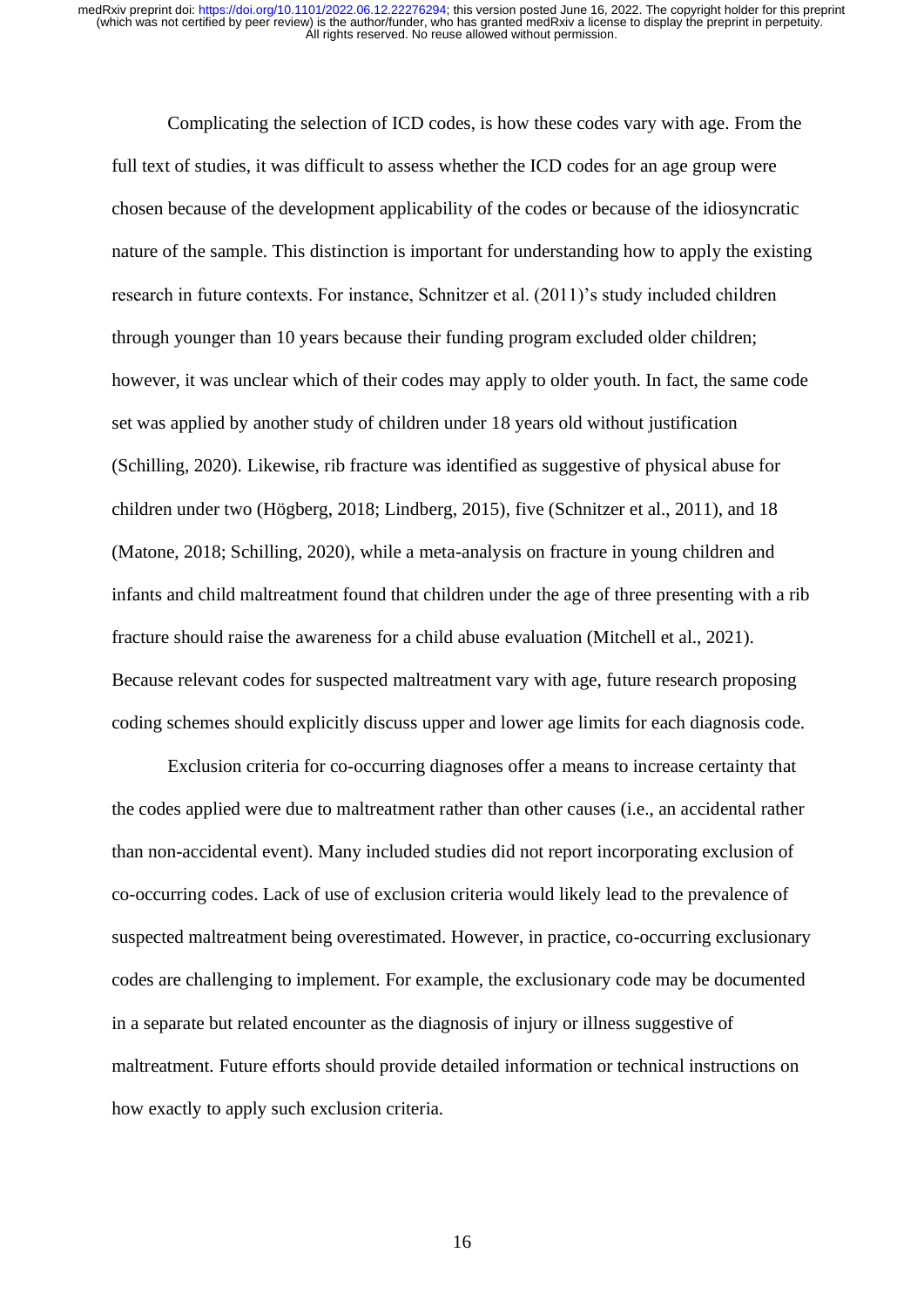Complicating the selection of ICD codes, is how these codes vary with age. From the full text of studies, it was difficult to assess whether the ICD codes for an age group were chosen because of the development applicability of the codes or because of the idiosyncratic nature of the sample. This distinction is important for understanding how to apply the existing research in future contexts. For instance, Schnitzer et al. (2011)'s study included children through younger than 10 years because their funding program excluded older children; however, it was unclear which of their codes may apply to older youth. In fact, the same code set was applied by another study of children under 18 years old without justification (Schilling, 2020). Likewise, rib fracture was identified as suggestive of physical abuse for children under two (Högberg, 2018; Lindberg, 2015), five (Schnitzer et al., 2011), and 18 (Matone, 2018; Schilling, 2020), while a meta-analysis on fracture in young children and infants and child maltreatment found that children under the age of three presenting with a rib fracture should raise the awareness for a child abuse evaluation (Mitchell et al., 2021). Because relevant codes for suspected maltreatment vary with age, future research proposing coding schemes should explicitly discuss upper and lower age limits for each diagnosis code.

Exclusion criteria for co-occurring diagnoses offer a means to increase certainty that the codes applied were due to maltreatment rather than other causes (i.e., an accidental rather than non-accidental event). Many included studies did not report incorporating exclusion of co-occurring codes. Lack of use of exclusion criteria would likely lead to the prevalence of suspected maltreatment being overestimated. However, in practice, co-occurring exclusionary codes are challenging to implement. For example, the exclusionary code may be documented in a separate but related encounter as the diagnosis of injury or illness suggestive of maltreatment. Future efforts should provide detailed information or technical instructions on how exactly to apply such exclusion criteria.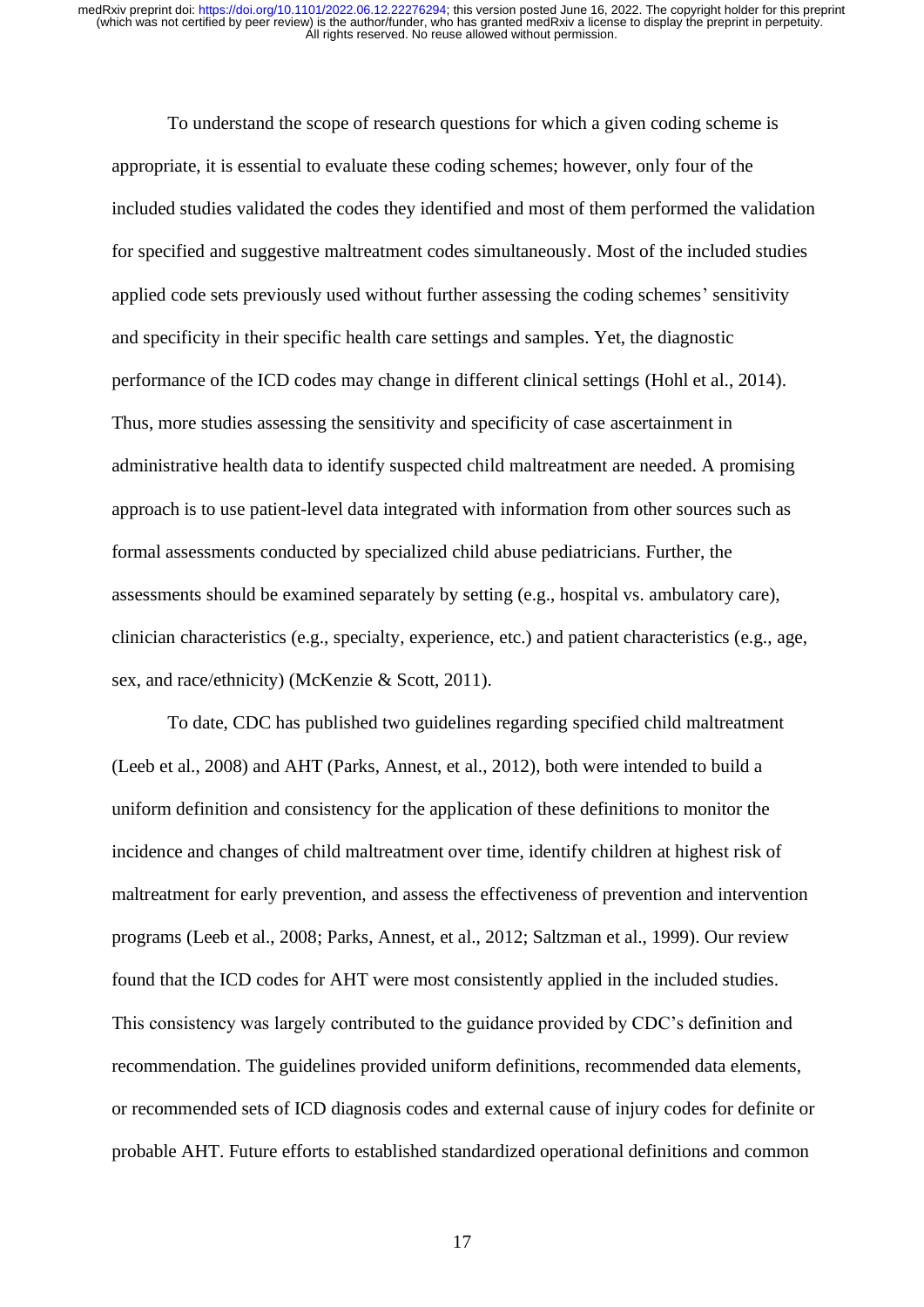To understand the scope of research questions for which a given coding scheme is appropriate, it is essential to evaluate these coding schemes; however, only four of the included studies validated the codes they identified and most of them performed the validation for specified and suggestive maltreatment codes simultaneously. Most of the included studies applied code sets previously used without further assessing the coding schemes' sensitivity and specificity in their specific health care settings and samples. Yet, the diagnostic performance of the ICD codes may change in different clinical settings (Hohl et al., 2014). Thus, more studies assessing the sensitivity and specificity of case ascertainment in administrative health data to identify suspected child maltreatment are needed. A promising approach is to use patient-level data integrated with information from other sources such as formal assessments conducted by specialized child abuse pediatricians. Further, the assessments should be examined separately by setting (e.g., hospital vs. ambulatory care), clinician characteristics (e.g., specialty, experience, etc.) and patient characteristics (e.g., age, sex, and race/ethnicity) (McKenzie & Scott, 2011).

To date, CDC has published two guidelines regarding specified child maltreatment (Leeb et al., 2008) and AHT (Parks, Annest, et al., 2012), both were intended to build a uniform definition and consistency for the application of these definitions to monitor the incidence and changes of child maltreatment over time, identify children at highest risk of maltreatment for early prevention, and assess the effectiveness of prevention and intervention programs (Leeb et al., 2008; Parks, Annest, et al., 2012; Saltzman et al., 1999). Our review found that the ICD codes for AHT were most consistently applied in the included studies. This consistency was largely contributed to the guidance provided by CDC's definition and recommendation. The guidelines provided uniform definitions, recommended data elements, or recommended sets of ICD diagnosis codes and external cause of injury codes for definite or probable AHT. Future efforts to established standardized operational definitions and common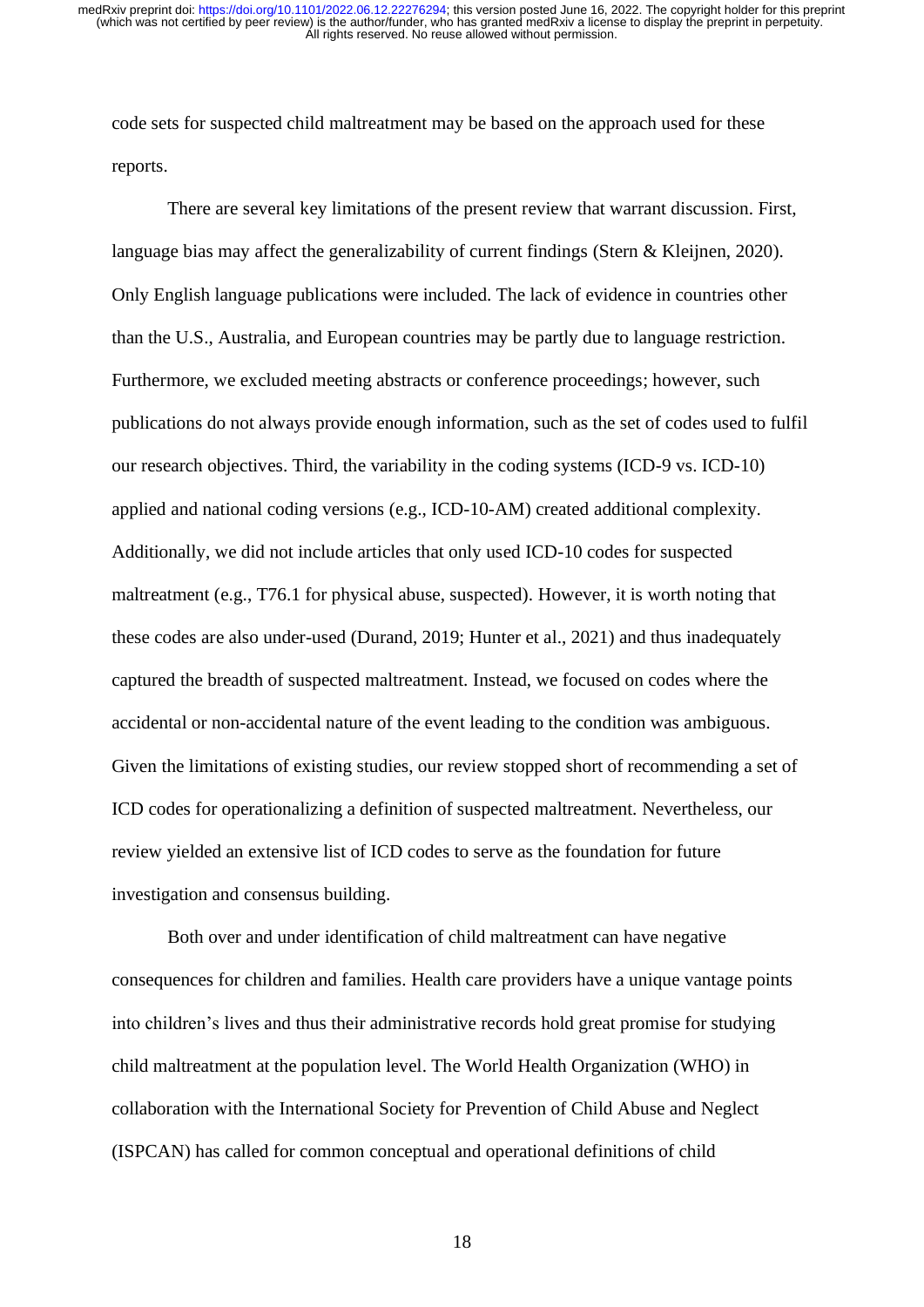code sets for suspected child maltreatment may be based on the approach used for these reports.

There are several key limitations of the present review that warrant discussion. First, language bias may affect the generalizability of current findings (Stern & Kleijnen, 2020). Only English language publications were included. The lack of evidence in countries other than the U.S., Australia, and European countries may be partly due to language restriction. Furthermore, we excluded meeting abstracts or conference proceedings; however, such publications do not always provide enough information, such as the set of codes used to fulfil our research objectives. Third, the variability in the coding systems (ICD-9 vs. ICD-10) applied and national coding versions (e.g., ICD-10-AM) created additional complexity. Additionally, we did not include articles that only used ICD-10 codes for suspected maltreatment (e.g., T76.1 for physical abuse, suspected). However, it is worth noting that these codes are also under-used (Durand, 2019; Hunter et al., 2021) and thus inadequately captured the breadth of suspected maltreatment. Instead, we focused on codes where the accidental or non-accidental nature of the event leading to the condition was ambiguous. Given the limitations of existing studies, our review stopped short of recommending a set of ICD codes for operationalizing a definition of suspected maltreatment. Nevertheless, our review yielded an extensive list of ICD codes to serve as the foundation for future investigation and consensus building.

Both over and under identification of child maltreatment can have negative consequences for children and families. Health care providers have a unique vantage points into children's lives and thus their administrative records hold great promise for studying child maltreatment at the population level. The World Health Organization (WHO) in collaboration with the International Society for Prevention of Child Abuse and Neglect (ISPCAN) has called for common conceptual and operational definitions of child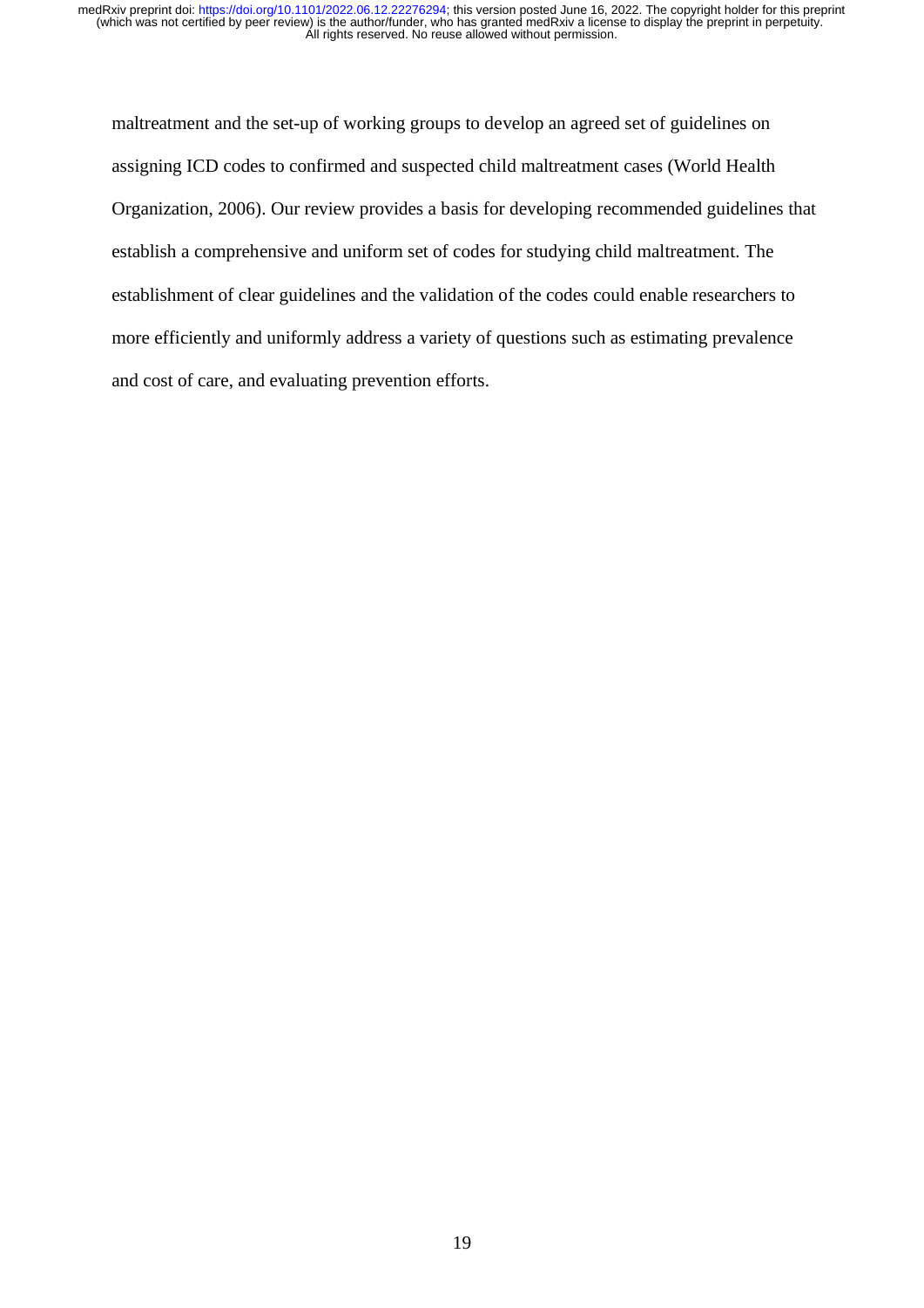maltreatment and the set-up of working groups to develop an agreed set of guidelines on assigning ICD codes to confirmed and suspected child maltreatment cases (World Health Organization, 2006). Our review provides a basis for developing recommended guidelines that establish a comprehensive and uniform set of codes for studying child maltreatment. The establishment of clear guidelines and the validation of the codes could enable researchers to more efficiently and uniformly address a variety of questions such as estimating prevalence and cost of care, and evaluating prevention efforts.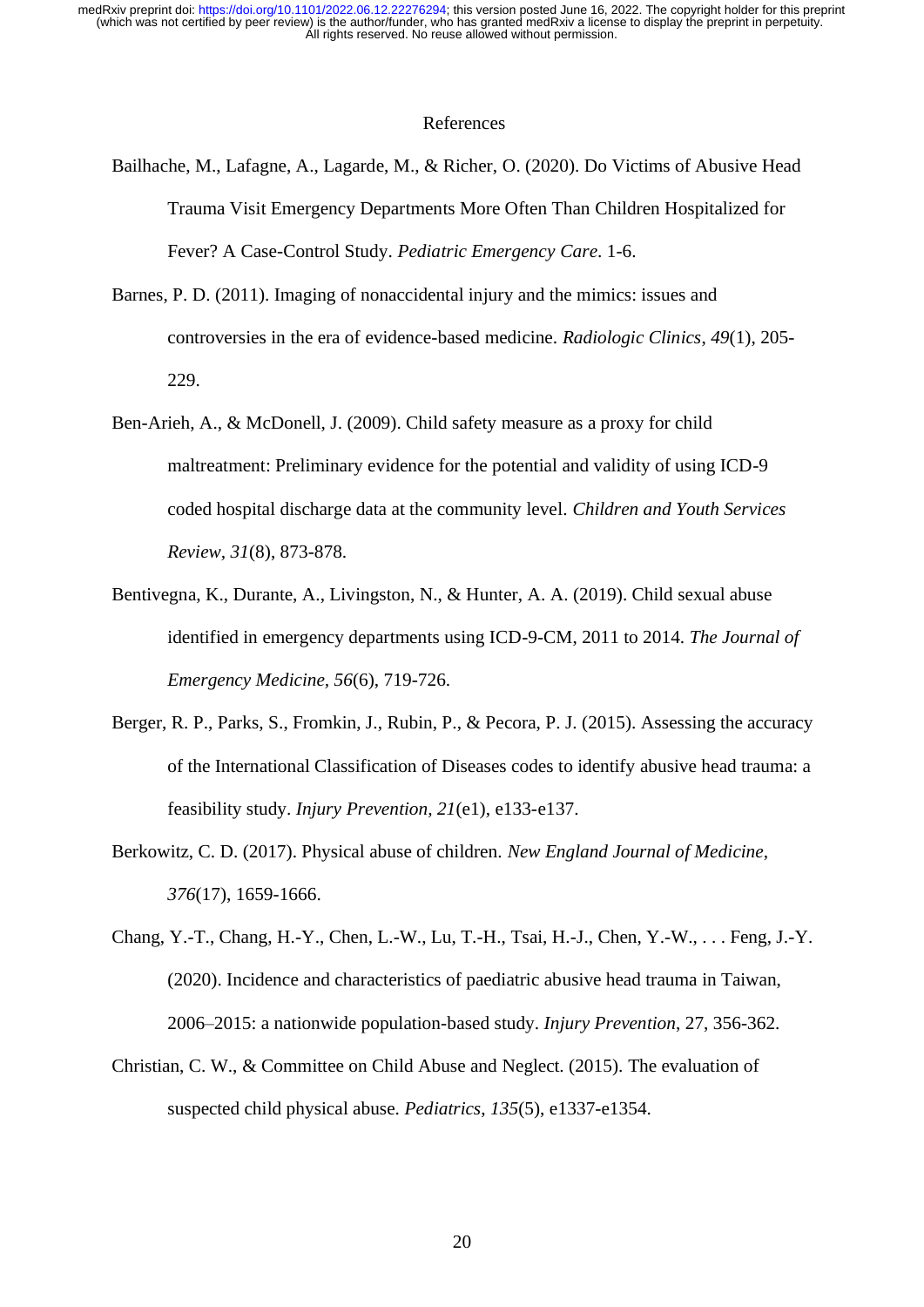References

Bailhache, M., Lafagne, A., Lagarde, M., & Richer, O. (2020). Do Victims of Abusive Head Trauma Visit Emergency Departments More Often Than Children Hospitalized for Fever? A Case-Control Study. *Pediatric Emergency Care*. 1-6.

Barnes, P. D. (2011). Imaging of nonaccidental injury and the mimics: issues and controversies in the era of evidence-based medicine. *Radiologic Clinics*, *49*(1), 205-229.

Ben-Arieh, A., & McDonell, J. (2009). Child safety measure as a proxy for child maltreatment: Preliminary evidence for the potential and validity of using ICD-9 coded hospital discharge data at the community level. *Children and Youth Services Review*, *31*(8), 873-878.

Bentivegna, K., Durante, A., Livingston, N., & Hunter, A. A. (2019). Child sexual abuse identified in emergency departments using ICD-9-CM, 2011 to 2014. *The Journal of Emergency Medicine, 56*(6), 719-726.

Berger, R. P., Parks, S., Fromkin, J., Rubin, P., & Pecora, P. J. (2015). Assessing the accuracy of the International Classification of Diseases codes to identify abusive head trauma: a feasibility study. *Injury Prevention, 21*(e1), e133-e137.

Berkowitz, C. D. (2017). Physical abuse of children. *New England Journal of Medicine*, *376*(17), 1659-1666.

Chang, Y.-T., Chang, H.-Y., Chen, L.-W., Lu, T.-H., Tsai, H.-J., Chen, Y.-W., . . . Feng, J.-Y. (2020). Incidence and characteristics of paediatric abusive head trauma in Taiwan, 2006–2015: a nationwide population-based study. *Injury Prevention*, 27, 356-362.

Christian, C. W., & Committee on Child Abuse and Neglect. (2015). The evaluation of suspected child physical abuse. *Pediatrics, 135*(5), e1337-e1354.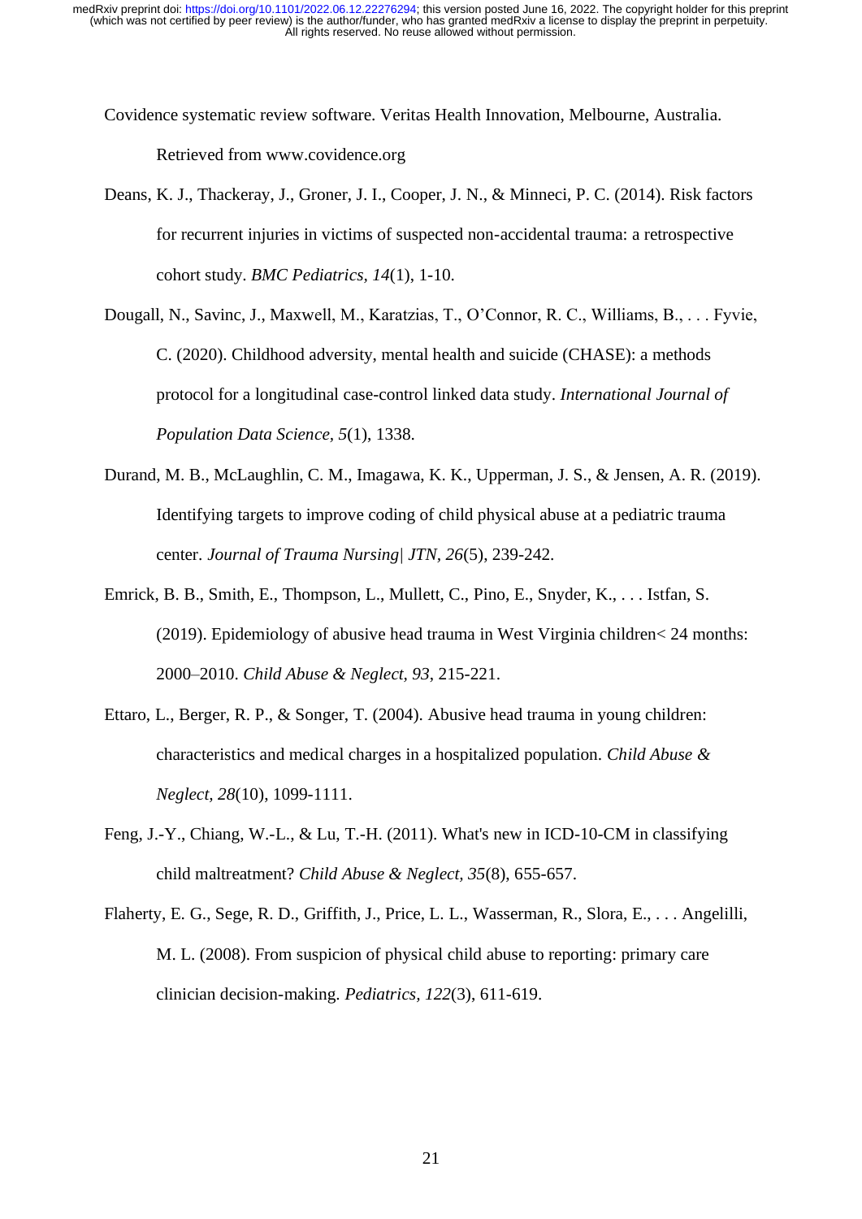Covidence systematic review software. Veritas Health Innovation, Melbourne, Australia. Retrieved from www.covidence.org

Deans, K. J., Thackeray, J., Groner, J. I., Cooper, J. N., & Minneci, P. C. (2014). Risk factors for recurrent injuries in victims of suspected non-accidental trauma: a retrospective cohort study. *BMC Pediatrics, 14*(1), 1-10.

Dougall, N., Savinc, J., Maxwell, M., Karatzias, T., O'Connor, R. C., Williams, B., . . . Fyvie, C. (2020). Childhood adversity, mental health and suicide (CHASE): a methods protocol for a longitudinal case-control linked data study. *International Journal of Population Data Science, 5*(1), 1338.

Durand, M. B., McLaughlin, C. M., Imagawa, K. K., Upperman, J. S., & Jensen, A. R. (2019). Identifying targets to improve coding of child physical abuse at a pediatric trauma center. *Journal of Trauma Nursing| JTN, 26*(5), 239-242.

Emrick, B. B., Smith, E., Thompson, L., Mullett, C., Pino, E., Snyder, K., . . . Istfan, S. (2019). Epidemiology of abusive head trauma in West Virginia children< 24 months: 2000–2010. *Child Abuse & Neglect, 93*, 215-221.

Ettaro, L., Berger, R. P., & Songer, T. (2004). Abusive head trauma in young children: characteristics and medical charges in a hospitalized population. *Child Abuse & Neglect, 28*(10), 1099-1111.

Feng, J.-Y., Chiang, W.-L., & Lu, T.-H. (2011). What's new in ICD-10-CM in classifying child maltreatment? *Child Abuse & Neglect, 35*(8), 655-657.

Flaherty, E. G., Sege, R. D., Griffith, J., Price, L. L., Wasserman, R., Slora, E., . . . Angelilli, M. L. (2008). From suspicion of physical child abuse to reporting: primary care clinician decision-making. *Pediatrics, 122*(3), 611-619.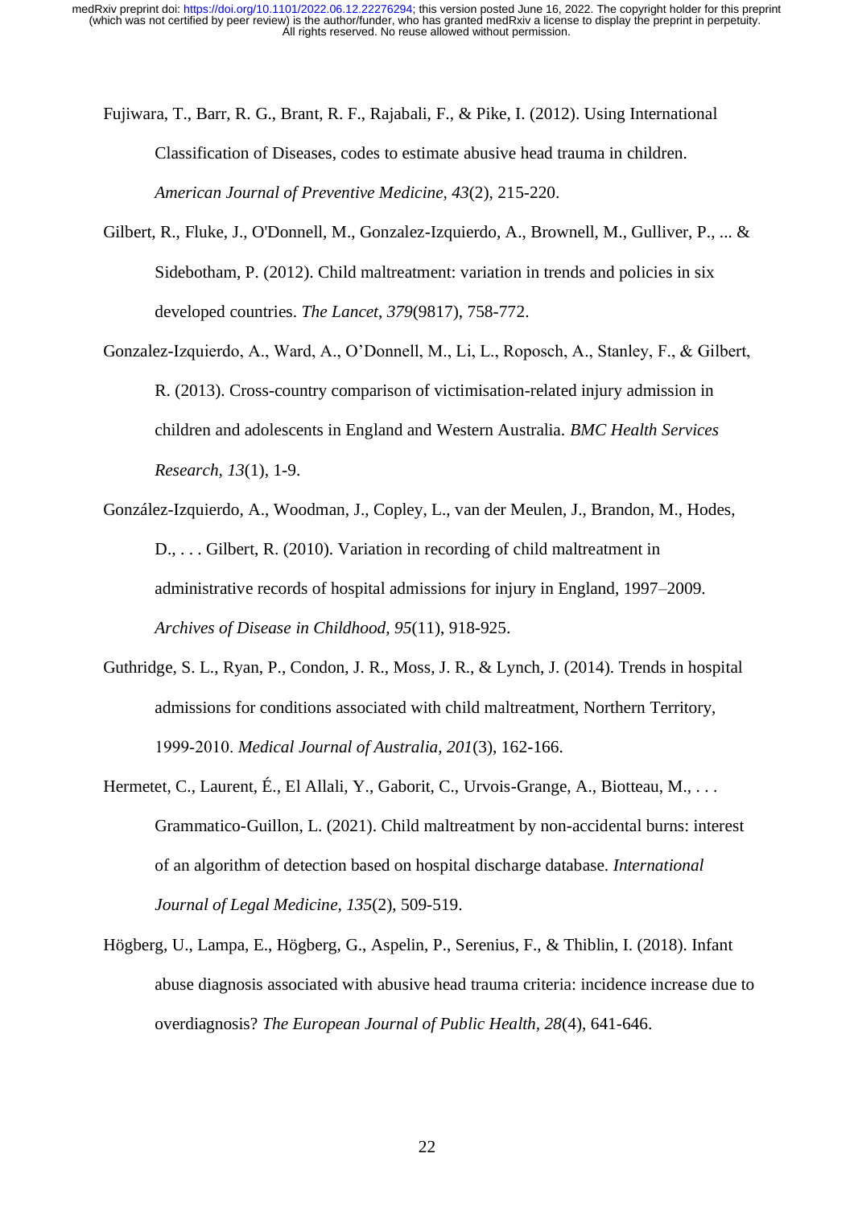Fujiwara, T., Barr, R. G., Brant, R. F., Rajabali, F., & Pike, I. (2012). Using International Classification of Diseases, codes to estimate abusive head trauma in children. *American Journal of Preventive Medicine, 43*(2), 215-220.

Gilbert, R., Fluke, J., O'Donnell, M., Gonzalez-Izquierdo, A., Brownell, M., Gulliver, P., ... & Sidebotham, P. (2012). Child maltreatment: variation in trends and policies in six developed countries. *The Lancet*, *379*(9817), 758-772.

Gonzalez-Izquierdo, A., Ward, A., O'Donnell, M., Li, L., Roposch, A., Stanley, F., & Gilbert, R. (2013). Cross-country comparison of victimisation-related injury admission in children and adolescents in England and Western Australia. *BMC Health Services Research, 13*(1), 1-9.

González-Izquierdo, A., Woodman, J., Copley, L., van der Meulen, J., Brandon, M., Hodes, D., . . . Gilbert, R. (2010). Variation in recording of child maltreatment in administrative records of hospital admissions for injury in England, 1997–2009. *Archives of Disease in Childhood, 95*(11), 918-925.

Guthridge, S. L., Ryan, P., Condon, J. R., Moss, J. R., & Lynch, J. (2014). Trends in hospital admissions for conditions associated with child maltreatment, Northern Territory, 1999-2010. *Medical Journal of Australia, 201*(3), 162-166.

Hermetet, C., Laurent, É., El Allali, Y., Gaborit, C., Urvois-Grange, A., Biotteau, M., . . . Grammatico-Guillon, L. (2021). Child maltreatment by non-accidental burns: interest of an algorithm of detection based on hospital discharge database. *International Journal of Legal Medicine, 135*(2), 509-519.

Högberg, U., Lampa, E., Högberg, G., Aspelin, P., Serenius, F., & Thiblin, I. (2018). Infant abuse diagnosis associated with abusive head trauma criteria: incidence increase due to overdiagnosis? *The European Journal of Public Health, 28*(4), 641-646.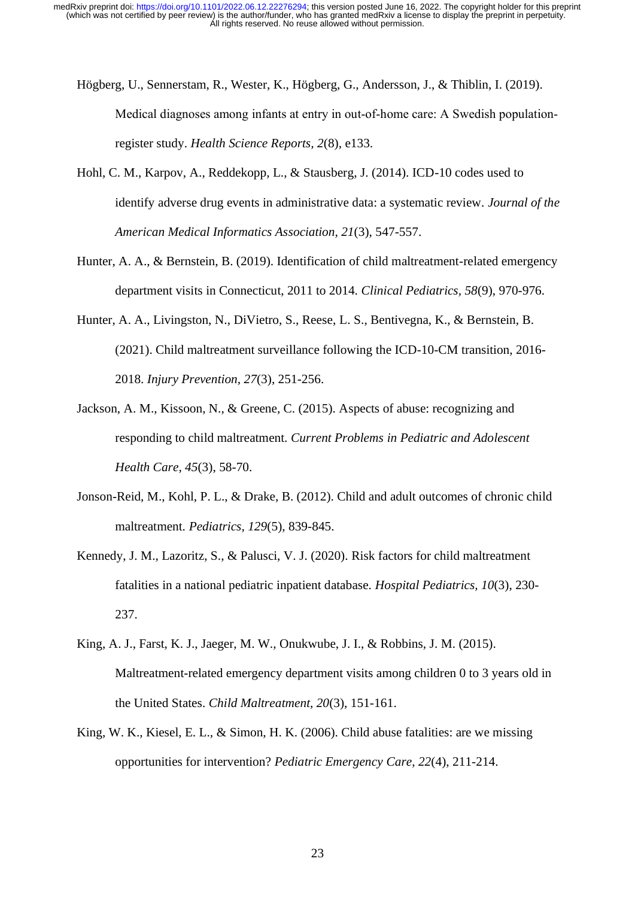Högberg, U., Sennerstam, R., Wester, K., Högberg, G., Andersson, J., & Thiblin, I. (2019). Medical diagnoses among infants at entry in out-of-home care: A Swedish population-register study. *Health Science Reports, 2*(8), e133.

Hohl, C. M., Karpov, A., Reddekopp, L., & Stausberg, J. (2014). ICD-10 codes used to identify adverse drug events in administrative data: a systematic review. *Journal of the American Medical Informatics Association, 21*(3), 547-557.

Hunter, A. A., & Bernstein, B. (2019). Identification of child maltreatment-related emergency department visits in Connecticut, 2011 to 2014. *Clinical Pediatrics, 58*(9), 970-976.

Hunter, A. A., Livingston, N., DiVietro, S., Reese, L. S., Bentivegna, K., & Bernstein, B. (2021). Child maltreatment surveillance following the ICD-10-CM transition, 2016-2018. *Injury Prevention, 27*(3), 251-256.

Jackson, A. M., Kissoon, N., & Greene, C. (2015). Aspects of abuse: recognizing and responding to child maltreatment. *Current Problems in Pediatric and Adolescent Health Care, 45*(3), 58-70.

Jonson-Reid, M., Kohl, P. L., & Drake, B. (2012). Child and adult outcomes of chronic child maltreatment. *Pediatrics, 129*(5), 839-845.

Kennedy, J. M., Lazoritz, S., & Palusci, V. J. (2020). Risk factors for child maltreatment fatalities in a national pediatric inpatient database. *Hospital Pediatrics, 10*(3), 230-237.

King, A. J., Farst, K. J., Jaeger, M. W., Onukwube, J. I., & Robbins, J. M. (2015). Maltreatment-related emergency department visits among children 0 to 3 years old in the United States. *Child Maltreatment, 20*(3), 151-161.

King, W. K., Kiesel, E. L., & Simon, H. K. (2006). Child abuse fatalities: are we missing opportunities for intervention? *Pediatric Emergency Care, 22*(4), 211-214.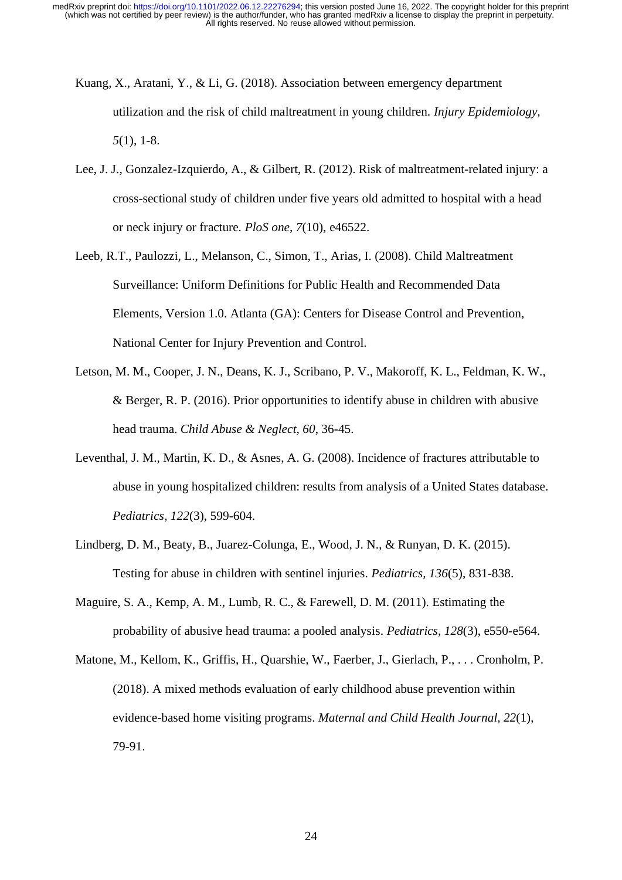Kuang, X., Aratani, Y., & Li, G. (2018). Association between emergency department utilization and the risk of child maltreatment in young children. *Injury Epidemiology, 5*(1), 1-8.

Lee, J. J., Gonzalez-Izquierdo, A., & Gilbert, R. (2012). Risk of maltreatment-related injury: a cross-sectional study of children under five years old admitted to hospital with a head or neck injury or fracture. *PloS one, 7*(10), e46522.

Leeb, R.T., Paulozzi, L., Melanson, C., Simon, T., Arias, I. (2008). Child Maltreatment Surveillance: Uniform Definitions for Public Health and Recommended Data Elements, Version 1.0. Atlanta (GA): Centers for Disease Control and Prevention, National Center for Injury Prevention and Control.

Letson, M. M., Cooper, J. N., Deans, K. J., Scribano, P. V., Makoroff, K. L., Feldman, K. W., & Berger, R. P. (2016). Prior opportunities to identify abuse in children with abusive head trauma. *Child Abuse & Neglect, 60*, 36-45.

Leventhal, J. M., Martin, K. D., & Asnes, A. G. (2008). Incidence of fractures attributable to abuse in young hospitalized children: results from analysis of a United States database. *Pediatrics*, *122*(3), 599-604.

Lindberg, D. M., Beaty, B., Juarez-Colunga, E., Wood, J. N., & Runyan, D. K. (2015). Testing for abuse in children with sentinel injuries. *Pediatrics, 136*(5), 831-838.

Maguire, S. A., Kemp, A. M., Lumb, R. C., & Farewell, D. M. (2011). Estimating the probability of abusive head trauma: a pooled analysis. *Pediatrics*, *128*(3), e550-e564.

Matone, M., Kellom, K., Griffis, H., Quarshie, W., Faerber, J., Gierlach, P., . . . Cronholm, P. (2018). A mixed methods evaluation of early childhood abuse prevention within evidence-based home visiting programs. *Maternal and Child Health Journal, 22*(1), 79-91.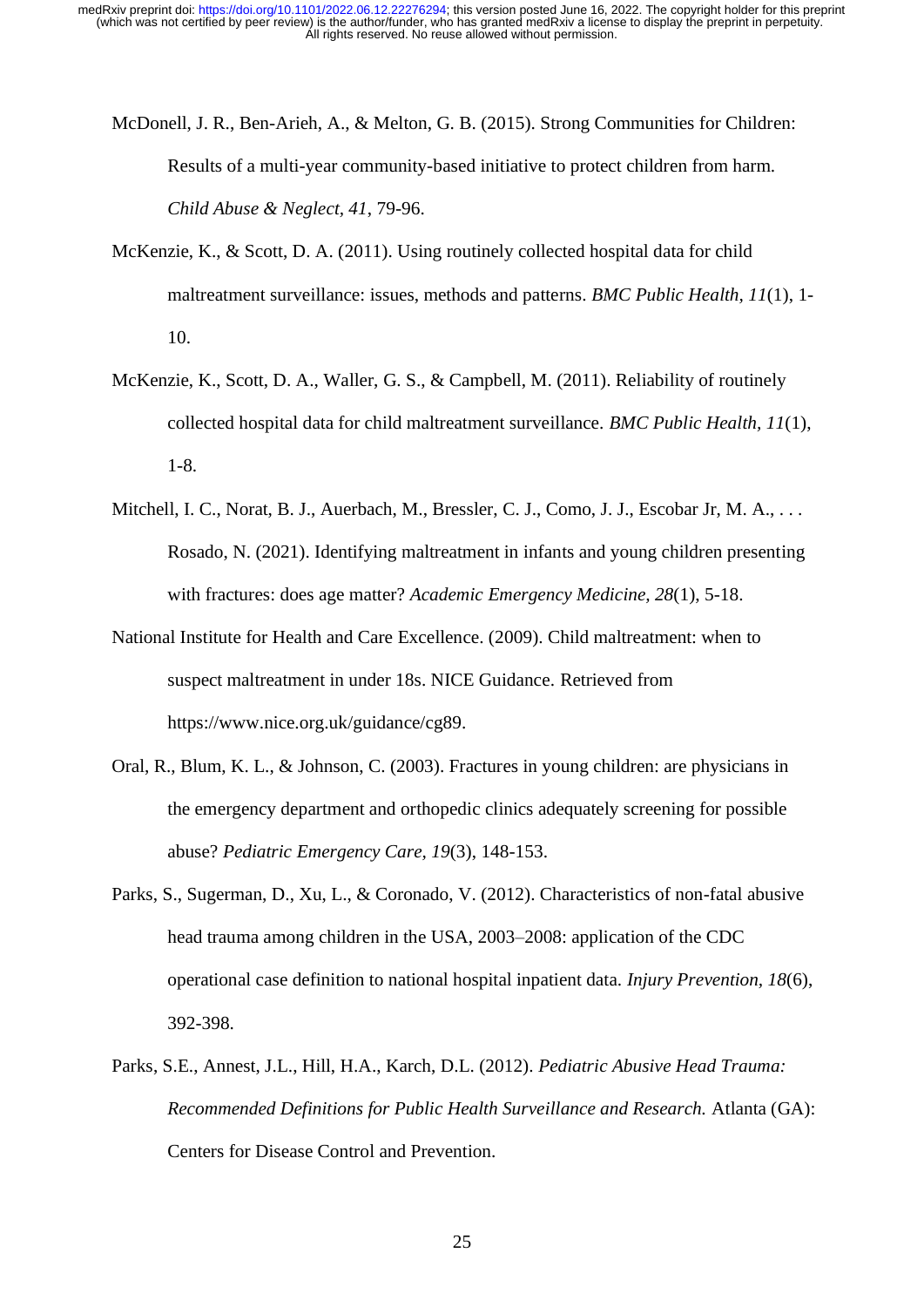McDonell, J. R., Ben-Arieh, A., & Melton, G. B. (2015). Strong Communities for Children: Results of a multi-year community-based initiative to protect children from harm. *Child Abuse & Neglect, 41*, 79-96.

McKenzie, K., & Scott, D. A. (2011). Using routinely collected hospital data for child maltreatment surveillance: issues, methods and patterns. *BMC Public Health, 11*(1), 1-10.

McKenzie, K., Scott, D. A., Waller, G. S., & Campbell, M. (2011). Reliability of routinely collected hospital data for child maltreatment surveillance. *BMC Public Health, 11*(1), 1-8.

Mitchell, I. C., Norat, B. J., Auerbach, M., Bressler, C. J., Como, J. J., Escobar Jr, M. A., . . . Rosado, N. (2021). Identifying maltreatment in infants and young children presenting with fractures: does age matter? *Academic Emergency Medicine, 28*(1), 5-18.

National Institute for Health and Care Excellence. (2009). Child maltreatment: when to suspect maltreatment in under 18s. NICE Guidance. Retrieved from https://www.nice.org.uk/guidance/cg89.

Oral, R., Blum, K. L., & Johnson, C. (2003). Fractures in young children: are physicians in the emergency department and orthopedic clinics adequately screening for possible abuse? *Pediatric Emergency Care, 19*(3), 148-153.

Parks, S., Sugerman, D., Xu, L., & Coronado, V. (2012). Characteristics of non-fatal abusive head trauma among children in the USA, 2003–2008: application of the CDC operational case definition to national hospital inpatient data. *Injury Prevention, 18*(6), 392-398.

Parks, S.E., Annest, J.L., Hill, H.A., Karch, D.L. (2012). *Pediatric Abusive Head Trauma: Recommended Definitions for Public Health Surveillance and Research.* Atlanta (GA): Centers for Disease Control and Prevention.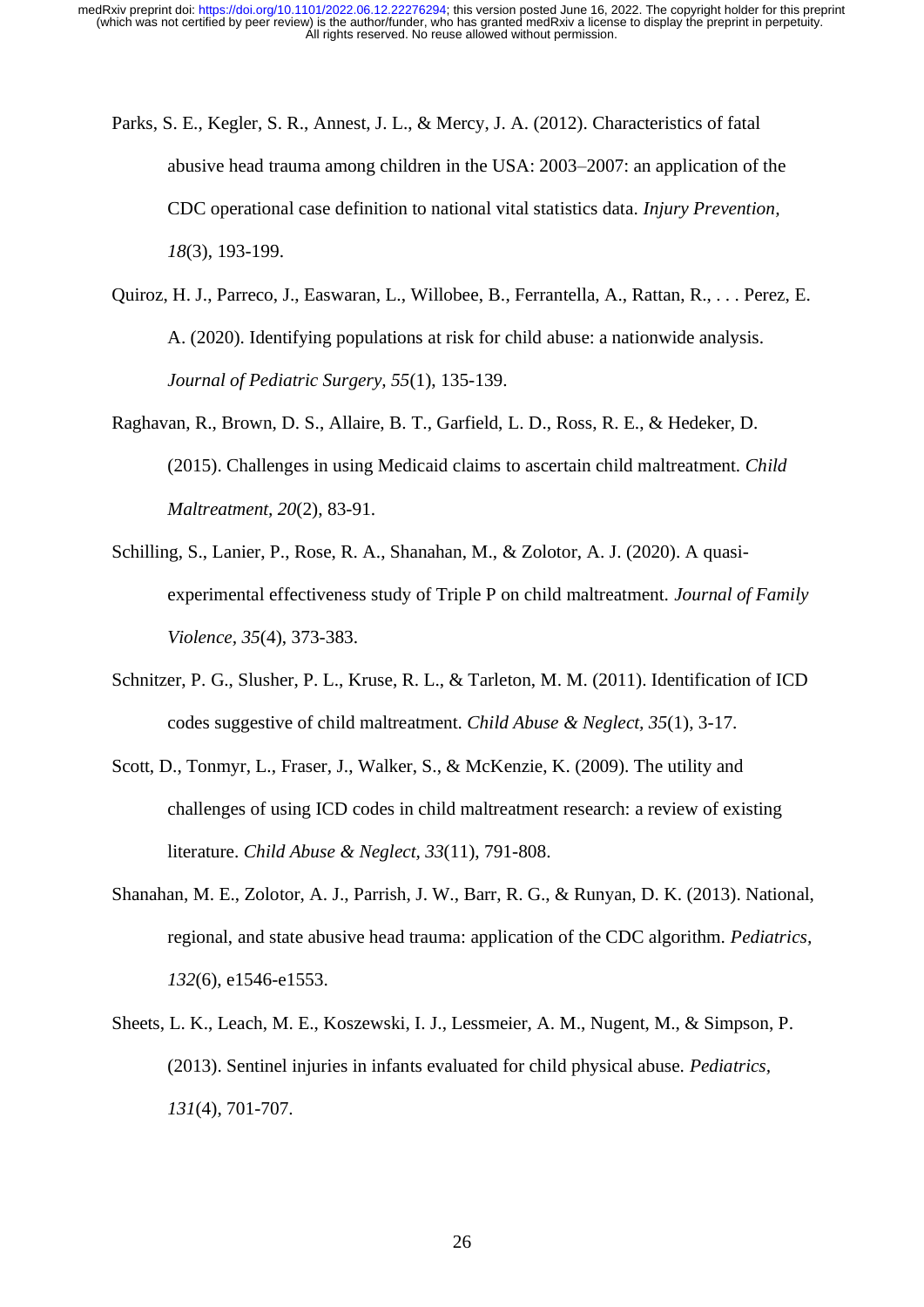Parks, S. E., Kegler, S. R., Annest, J. L., & Mercy, J. A. (2012). Characteristics of fatal abusive head trauma among children in the USA: 2003–2007: an application of the CDC operational case definition to national vital statistics data. *Injury Prevention, 18*(3), 193-199.

Quiroz, H. J., Parreco, J., Easwaran, L., Willobee, B., Ferrantella, A., Rattan, R., . . . Perez, E. A. (2020). Identifying populations at risk for child abuse: a nationwide analysis. *Journal of Pediatric Surgery, 55*(1), 135-139.

Raghavan, R., Brown, D. S., Allaire, B. T., Garfield, L. D., Ross, R. E., & Hedeker, D. (2015). Challenges in using Medicaid claims to ascertain child maltreatment. *Child Maltreatment, 20*(2), 83-91.

Schilling, S., Lanier, P., Rose, R. A., Shanahan, M., & Zolotor, A. J. (2020). A quasi-experimental effectiveness study of Triple P on child maltreatment. *Journal of Family Violence, 35*(4), 373-383.

Schnitzer, P. G., Slusher, P. L., Kruse, R. L., & Tarleton, M. M. (2011). Identification of ICD codes suggestive of child maltreatment. *Child Abuse & Neglect, 35*(1), 3-17.

Scott, D., Tonmyr, L., Fraser, J., Walker, S., & McKenzie, K. (2009). The utility and challenges of using ICD codes in child maltreatment research: a review of existing literature. *Child Abuse & Neglect, 33*(11), 791-808.

Shanahan, M. E., Zolotor, A. J., Parrish, J. W., Barr, R. G., & Runyan, D. K. (2013). National, regional, and state abusive head trauma: application of the CDC algorithm. *Pediatrics, 132*(6), e1546-e1553.

Sheets, L. K., Leach, M. E., Koszewski, I. J., Lessmeier, A. M., Nugent, M., & Simpson, P. (2013). Sentinel injuries in infants evaluated for child physical abuse. *Pediatrics, 131*(4), 701-707.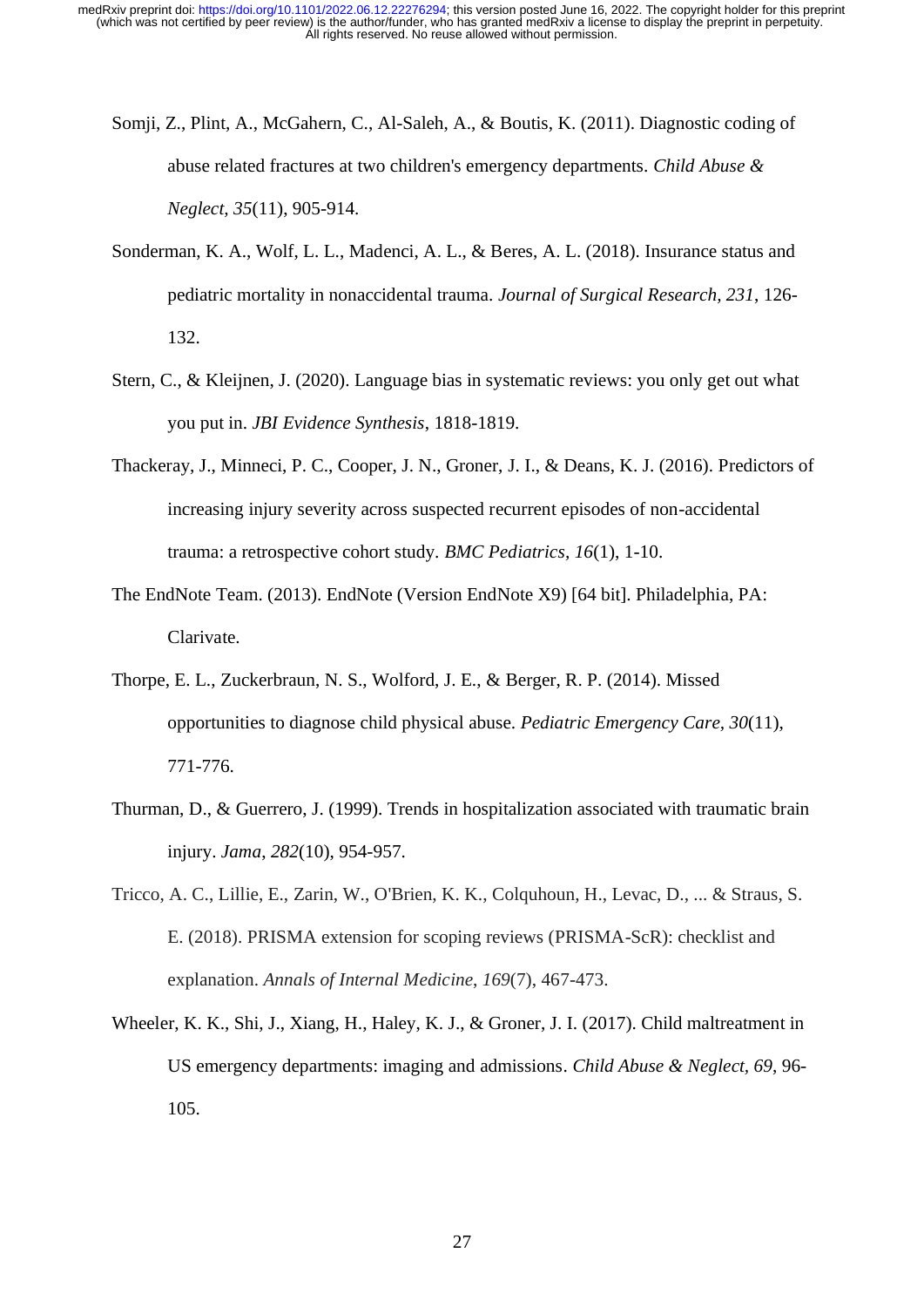Somji, Z., Plint, A., McGahern, C., Al-Saleh, A., & Boutis, K. (2011). Diagnostic coding of abuse related fractures at two children's emergency departments. *Child Abuse & Neglect, 35*(11), 905-914.

Sonderman, K. A., Wolf, L. L., Madenci, A. L., & Beres, A. L. (2018). Insurance status and pediatric mortality in nonaccidental trauma. *Journal of Surgical Research, 231*, 126-132.

Stern, C., & Kleijnen, J. (2020). Language bias in systematic reviews: you only get out what you put in. *JBI Evidence Synthesis*, 1818-1819.

Thackeray, J., Minneci, P. C., Cooper, J. N., Groner, J. I., & Deans, K. J. (2016). Predictors of increasing injury severity across suspected recurrent episodes of non-accidental trauma: a retrospective cohort study. *BMC Pediatrics, 16*(1), 1-10.

The EndNote Team. (2013). EndNote (Version EndNote X9) [64 bit]. Philadelphia, PA: Clarivate.

Thorpe, E. L., Zuckerbraun, N. S., Wolford, J. E., & Berger, R. P. (2014). Missed opportunities to diagnose child physical abuse. *Pediatric Emergency Care, 30*(11), 771-776.

Thurman, D., & Guerrero, J. (1999). Trends in hospitalization associated with traumatic brain injury. *Jama, 282*(10), 954-957.

Tricco, A. C., Lillie, E., Zarin, W., O'Brien, K. K., Colquhoun, H., Levac, D., ... & Straus, S. E. (2018). PRISMA extension for scoping reviews (PRISMA-ScR): checklist and explanation. *Annals of Internal Medicine, 169*(7), 467-473.

Wheeler, K. K., Shi, J., Xiang, H., Haley, K. J., & Groner, J. I. (2017). Child maltreatment in US emergency departments: imaging and admissions. *Child Abuse & Neglect, 69*, 96-105.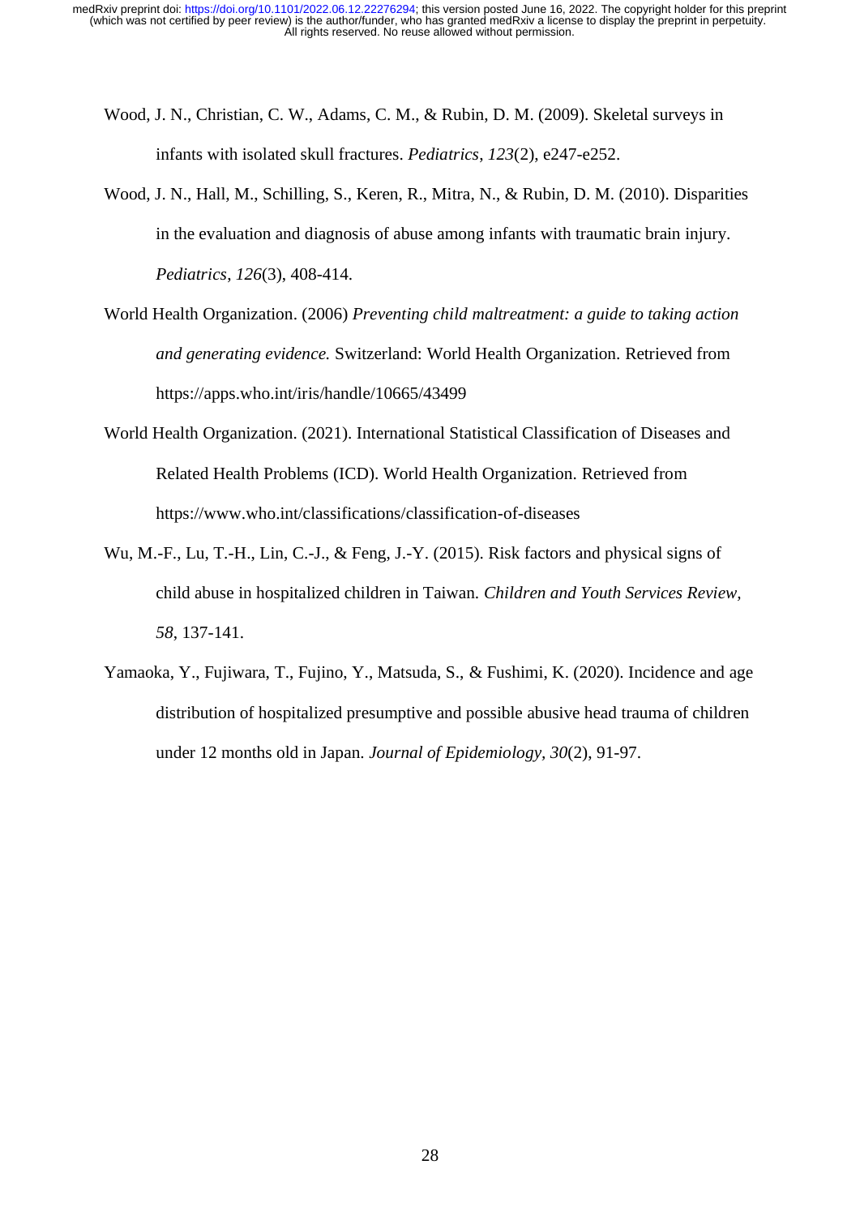Wood, J. N., Christian, C. W., Adams, C. M., & Rubin, D. M. (2009). Skeletal surveys in infants with isolated skull fractures. *Pediatrics*, *123*(2), e247-e252.

Wood, J. N., Hall, M., Schilling, S., Keren, R., Mitra, N., & Rubin, D. M. (2010). Disparities in the evaluation and diagnosis of abuse among infants with traumatic brain injury. *Pediatrics*, *126*(3), 408-414.

World Health Organization. (2006) *Preventing child maltreatment: a guide to taking action and generating evidence.* Switzerland: World Health Organization. Retrieved from https://apps.who.int/iris/handle/10665/43499

World Health Organization. (2021). International Statistical Classification of Diseases and Related Health Problems (ICD). World Health Organization. Retrieved from https://www.who.int/classifications/classification-of-diseases

Wu, M.-F., Lu, T.-H., Lin, C.-J., & Feng, J.-Y. (2015). Risk factors and physical signs of child abuse in hospitalized children in Taiwan. *Children and Youth Services Review, 58*, 137-141.

Yamaoka, Y., Fujiwara, T., Fujino, Y., Matsuda, S., & Fushimi, K. (2020). Incidence and age distribution of hospitalized presumptive and possible abusive head trauma of children under 12 months old in Japan. *Journal of Epidemiology, 30*(2), 91-97.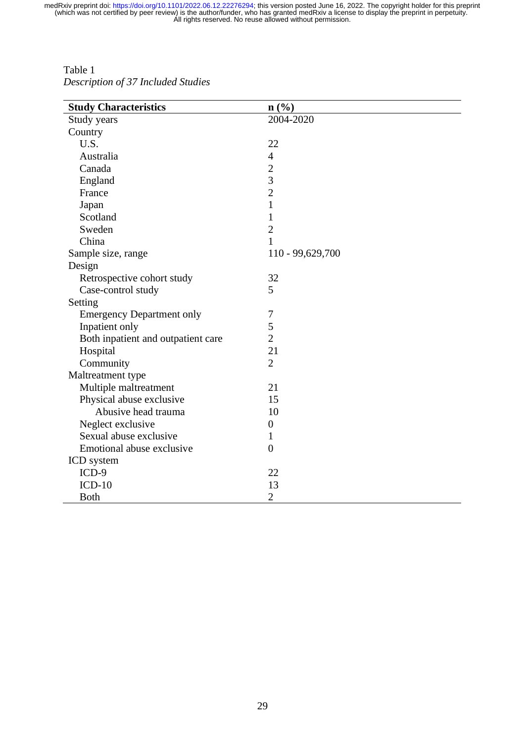Table 1
*Description of 37 Included Studies*

| **Study Characteristics** | **n (%)** |
|---|---|
| Study years | 2004-2020 |
| Country | |
| U.S. | 22 |
| Australia | 4 |
| Canada | 2 |
| England | 3 |
| France | 2 |
| Japan | 1 |
| Scotland | 1 |
| Sweden | 2 |
| China | 1 |
| Sample size, range | 110 - 99,629,700 |
| Design | |
| Retrospective cohort study | 32 |
| Case-control study | 5 |
| Setting | |
| Emergency Department only | 7 |
| Inpatient only | 5 |
| Both inpatient and outpatient care | 2 |
| Hospital | 21 |
| Community | 2 |
| Maltreatment type | |
| Multiple maltreatment | 21 |
| Physical abuse exclusive | 15 |
| Abusive head trauma | 10 |
| Neglect exclusive | 0 |
| Sexual abuse exclusive | 1 |
| Emotional abuse exclusive | 0 |
| ICD system | |
| ICD-9 | 22 |
| ICD-10 | 13 |
| Both | 2 |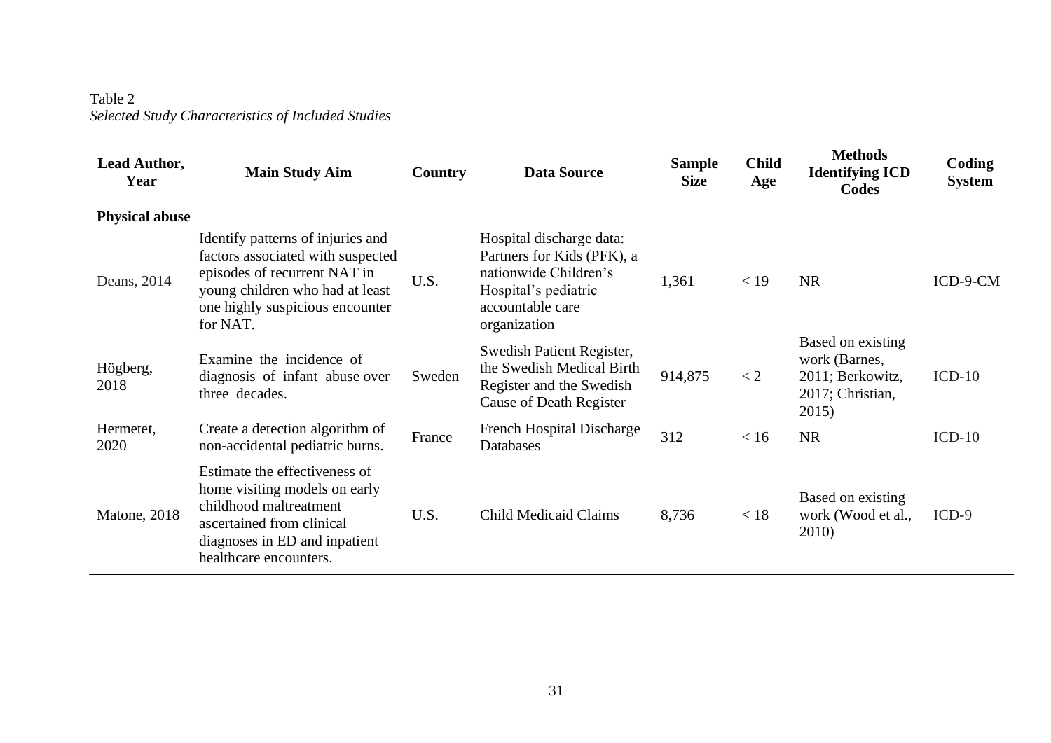Table 2
*Selected Study Characteristics of Included Studies*

| Lead Author, Year | Main Study Aim | Country | Data Source | Sample Size | Child Age | Methods Identifying ICD Codes | Coding System |
|---|---|---|---|---|---|---|---|
| **Physical abuse** | | | | | | | |
| Deans, 2014 | Identify patterns of injuries and factors associated with suspected episodes of recurrent NAT in young children who had at least one highly suspicious encounter for NAT. | U.S. | Hospital discharge data: Partners for Kids (PFK), a nationwide Children's Hospital's pediatric accountable care organization | 1,361 | < 19 | NR | ICD-9-CM |
| Högberg, 2018 | Examine the incidence of diagnosis of infant abuse over three decades. | Sweden | Swedish Patient Register, the Swedish Medical Birth Register and the Swedish Cause of Death Register | 914,875 | < 2 | Based on existing work (Barnes, 2011; Berkowitz, 2017; Christian, 2015) | ICD-10 |
| Hermetet, 2020 | Create a detection algorithm of non-accidental pediatric burns. | France | French Hospital Discharge Databases | 312 | < 16 | NR | ICD-10 |
| Matone, 2018 | Estimate the effectiveness of home visiting models on early childhood maltreatment ascertained from clinical diagnoses in ED and inpatient healthcare encounters. | U.S. | Child Medicaid Claims | 8,736 | < 18 | Based on existing work (Wood et al., 2010) | ICD-9 |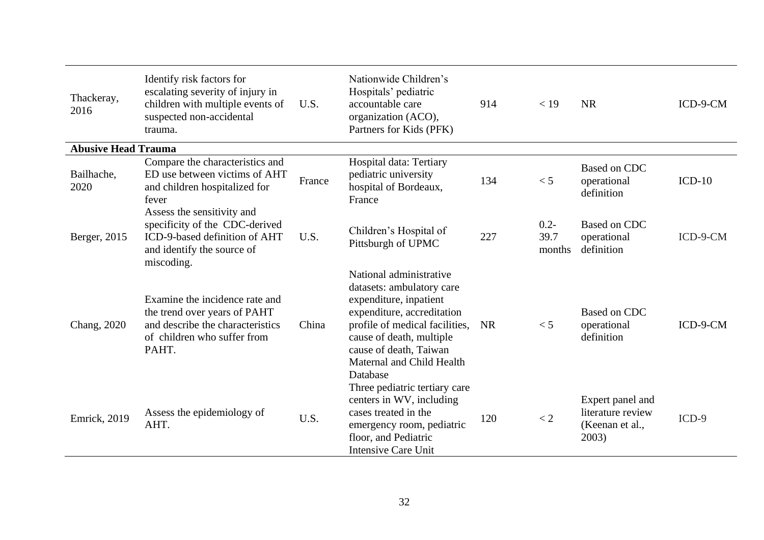| | | | | | | | |
|---|---|---|---|---|---|---|---|
| Thackeray, 2016 | Identify risk factors for escalating severity of injury in children with multiple events of suspected non-accidental trauma. | U.S. | Nationwide Children's Hospitals' pediatric accountable care organization (ACO), Partners for Kids (PFK) | 914 | < 19 | NR | ICD-9-CM |
| **Abusive Head Trauma** | | | | | | | |
| Bailhache, 2020 | Compare the characteristics and ED use between victims of AHT and children hospitalized for fever | France | Hospital data: Tertiary pediatric university hospital of Bordeaux, France | 134 | < 5 | Based on CDC operational definition | ICD-10 |
| Berger, 2015 | Assess the sensitivity and specificity of the CDC-derived ICD-9-based definition of AHT and identify the source of miscoding. | U.S. | Children's Hospital of Pittsburgh of UPMC | 227 | 0.2-39.7 months | Based on CDC operational definition | ICD-9-CM |
| Chang, 2020 | Examine the incidence rate and the trend over years of PAHT and describe the characteristics of children who suffer from PAHT. | China | National administrative datasets: ambulatory care expenditure, inpatient expenditure, accreditation profile of medical facilities, cause of death, multiple cause of death, Taiwan Maternal and Child Health Database | NR | < 5 | Based on CDC operational definition | ICD-9-CM |
| Emrick, 2019 | Assess the epidemiology of AHT. | U.S. | Three pediatric tertiary care centers in WV, including cases treated in the emergency room, pediatric floor, and Pediatric Intensive Care Unit | 120 | < 2 | Expert panel and literature review (Keenan et al., 2003) | ICD-9 |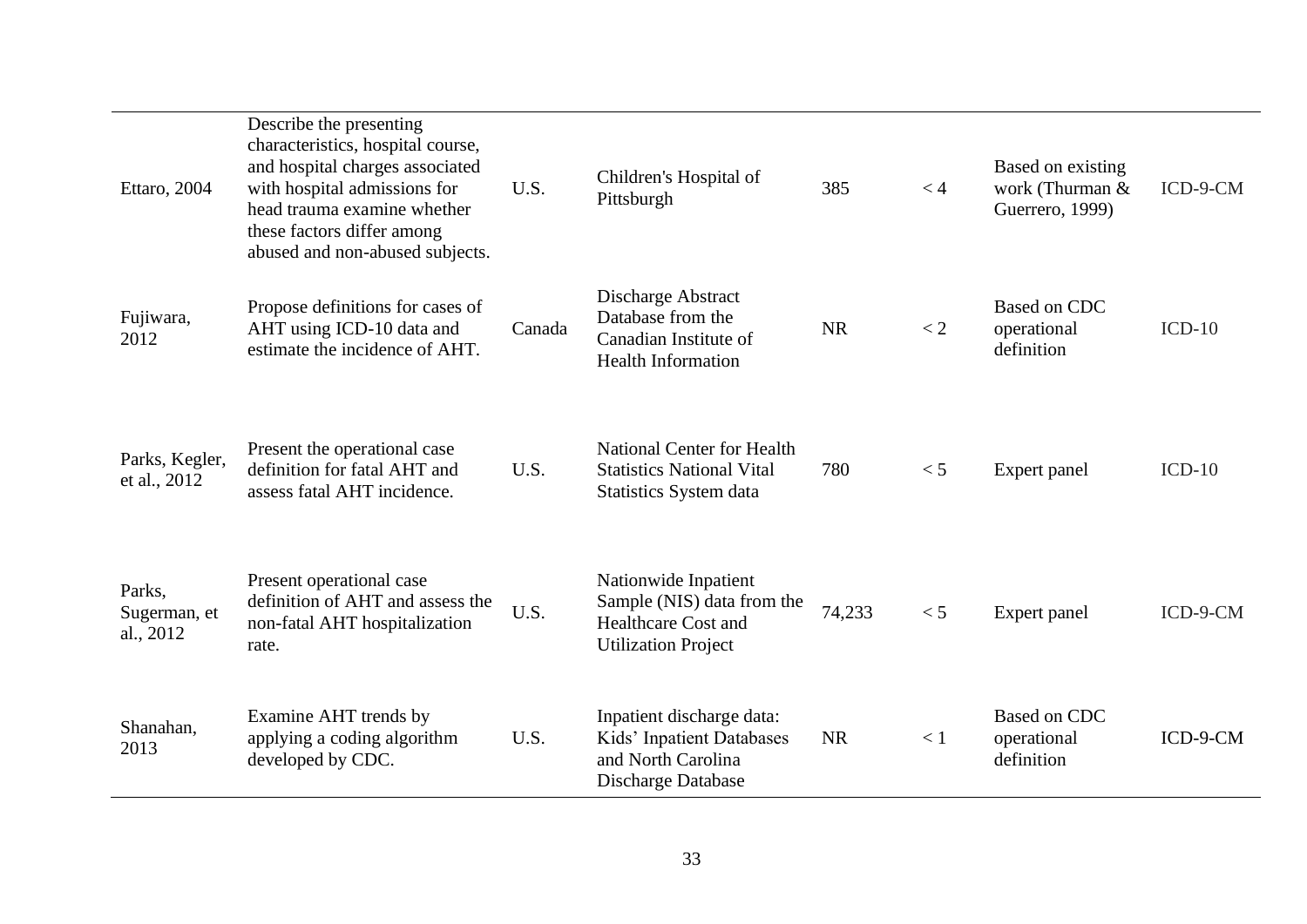| | | | | | | | |
|---|---|---|---|---|---|---|---|
| Ettaro, 2004 | Describe the presenting characteristics, hospital course, and hospital charges associated with hospital admissions for head trauma examine whether these factors differ among abused and non-abused subjects. | U.S. | Children's Hospital of Pittsburgh | 385 | < 4 | Based on existing work (Thurman & Guerrero, 1999) | ICD-9-CM |
| Fujiwara, 2012 | Propose definitions for cases of AHT using ICD-10 data and estimate the incidence of AHT. | Canada | Discharge Abstract Database from the Canadian Institute of Health Information | NR | < 2 | Based on CDC operational definition | ICD-10 |
| Parks, Kegler, et al., 2012 | Present the operational case definition for fatal AHT and assess fatal AHT incidence. | U.S. | National Center for Health Statistics National Vital Statistics System data | 780 | < 5 | Expert panel | ICD-10 |
| Parks, Sugerman, et al., 2012 | Present operational case definition of AHT and assess the non-fatal AHT hospitalization rate. | U.S. | Nationwide Inpatient Sample (NIS) data from the Healthcare Cost and Utilization Project | 74,233 | < 5 | Expert panel | ICD-9-CM |
| Shanahan, 2013 | Examine AHT trends by applying a coding algorithm developed by CDC. | U.S. | Inpatient discharge data: Kids' Inpatient Databases and North Carolina Discharge Database | NR | < 1 | Based on CDC operational definition | ICD-9-CM |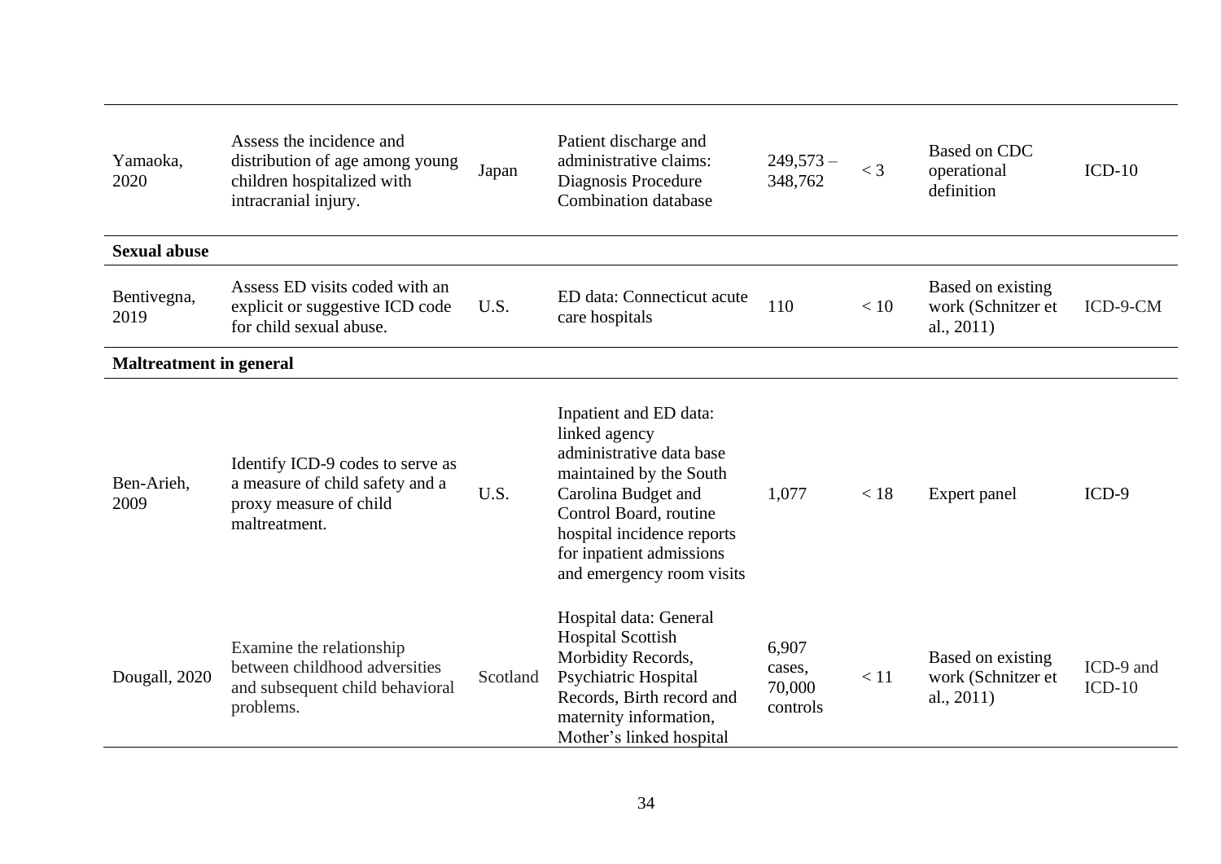| | | | | | | | |
|---|---|---|---|---|---|---|---|
| Yamaoka, 2020 | Assess the incidence and distribution of age among young children hospitalized with intracranial injury. | Japan | Patient discharge and administrative claims: Diagnosis Procedure Combination database | 249,573 – 348,762 | < 3 | Based on CDC operational definition | ICD-10 |
| **Sexual abuse** | | | | | | | |
| Bentivegna, 2019 | Assess ED visits coded with an explicit or suggestive ICD code for child sexual abuse. | U.S. | ED data: Connecticut acute care hospitals | 110 | < 10 | Based on existing work (Schnitzer et al., 2011) | ICD-9-CM |
| **Maltreatment in general** | | | | | | | |
| Ben-Arieh, 2009 | Identify ICD-9 codes to serve as a measure of child safety and a proxy measure of child maltreatment. | U.S. | Inpatient and ED data: linked agency administrative data base maintained by the South Carolina Budget and Control Board, routine hospital incidence reports for inpatient admissions and emergency room visits | 1,077 | < 18 | Expert panel | ICD-9 |
| Dougall, 2020 | Examine the relationship between childhood adversities and subsequent child behavioral problems. | Scotland | Hospital data: General Hospital Scottish Morbidity Records, Psychiatric Hospital Records, Birth record and maternity information, Mother's linked hospital | 6,907 cases, 70,000 controls | < 11 | Based on existing work (Schnitzer et al., 2011) | ICD-9 and ICD-10 |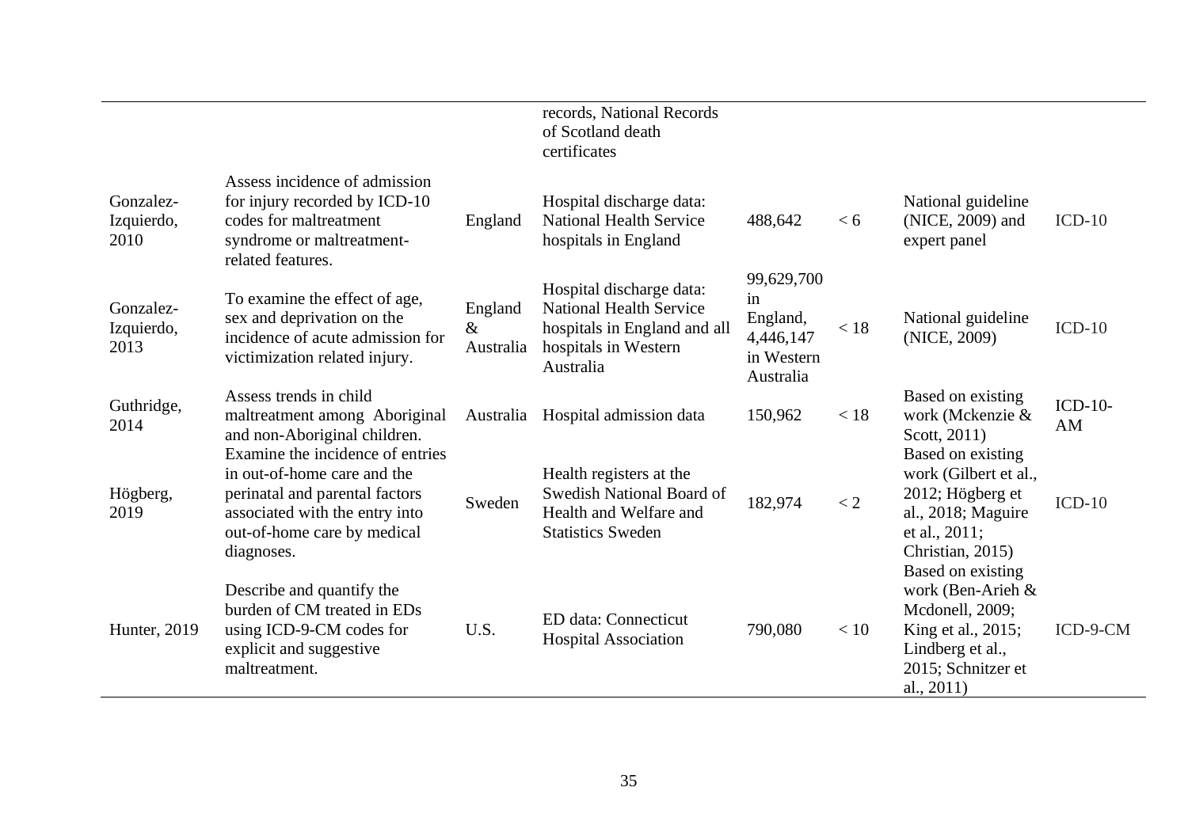| | | | | | | | |
|---|---|---|---|---|---|---|---|
| | | | records, National Records of Scotland death certificates | | | | |
| Gonzalez-Izquierdo, 2010 | Assess incidence of admission for injury recorded by ICD-10 codes for maltreatment syndrome or maltreatment-related features. | England | Hospital discharge data: National Health Service hospitals in England | 488,642 | < 6 | National guideline (NICE, 2009) and expert panel | ICD-10 |
| Gonzalez-Izquierdo, 2013 | To examine the effect of age, sex and deprivation on the incidence of acute admission for victimization related injury. | England & Australia | Hospital discharge data: National Health Service hospitals in England and all hospitals in Western Australia | 99,629,700 in England, 4,446,147 in Western Australia | < 18 | National guideline (NICE, 2009) | ICD-10 |
| Guthridge, 2014 | Assess trends in child maltreatment among Aboriginal and non-Aboriginal children. | Australia | Hospital admission data | 150,962 | < 18 | Based on existing work (Mckenzie & Scott, 2011) | ICD-10-AM |
| Högberg, 2019 | Examine the incidence of entries in out-of-home care and the perinatal and parental factors associated with the entry into out-of-home care by medical diagnoses. | Sweden | Health registers at the Swedish National Board of Health and Welfare and Statistics Sweden | 182,974 | < 2 | Based on existing work (Gilbert et al., 2012; Högberg et al., 2018; Maguire et al., 2011; Christian, 2015) | ICD-10 |
| Hunter, 2019 | Describe and quantify the burden of CM treated in EDs using ICD-9-CM codes for explicit and suggestive maltreatment. | U.S. | ED data: Connecticut Hospital Association | 790,080 | < 10 | Based on existing work (Ben-Arieh & Mcdonell, 2009; King et al., 2015; Lindberg et al., 2015; Schnitzer et al., 2011) | ICD-9-CM |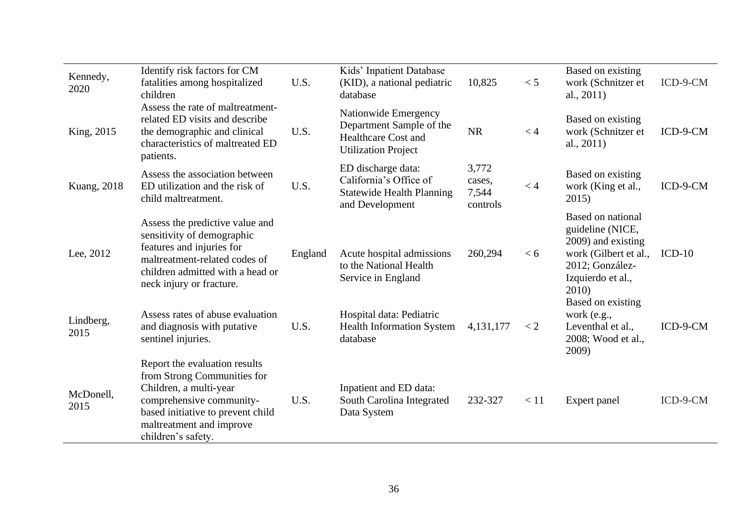| | | | | | | | |
|---|---|---|---|---|---|---|---|
| Kennedy, 2020 | Identify risk factors for CM fatalities among hospitalized children | U.S. | Kids' Inpatient Database (KID), a national pediatric database | 10,825 | < 5 | Based on existing work (Schnitzer et al., 2011) | ICD-9-CM |
| King, 2015 | Assess the rate of maltreatment-related ED visits and describe the demographic and clinical characteristics of maltreated ED patients. | U.S. | Nationwide Emergency Department Sample of the Healthcare Cost and Utilization Project | NR | < 4 | Based on existing work (Schnitzer et al., 2011) | ICD-9-CM |
| Kuang, 2018 | Assess the association between ED utilization and the risk of child maltreatment. | U.S. | ED discharge data: California's Office of Statewide Health Planning and Development | 3,772 cases, 7,544 controls | < 4 | Based on existing work (King et al., 2015) | ICD-9-CM |
| Lee, 2012 | Assess the predictive value and sensitivity of demographic features and injuries for maltreatment-related codes of children admitted with a head or neck injury or fracture. | England | Acute hospital admissions to the National Health Service in England | 260,294 | < 6 | Based on national guideline (NICE, 2009) and existing work (Gilbert et al., 2012; González-Izquierdo et al., 2010) | ICD-10 |
| Lindberg, 2015 | Assess rates of abuse evaluation and diagnosis with putative sentinel injuries. | U.S. | Hospital data: Pediatric Health Information System database | 4,131,177 | < 2 | Based on existing work (e.g., Leventhal et al., 2008; Wood et al., 2009) | ICD-9-CM |
| McDonell, 2015 | Report the evaluation results from Strong Communities for Children, a multi-year comprehensive community-based initiative to prevent child maltreatment and improve children's safety. | U.S. | Inpatient and ED data: South Carolina Integrated Data System | 232-327 | < 11 | Expert panel | ICD-9-CM |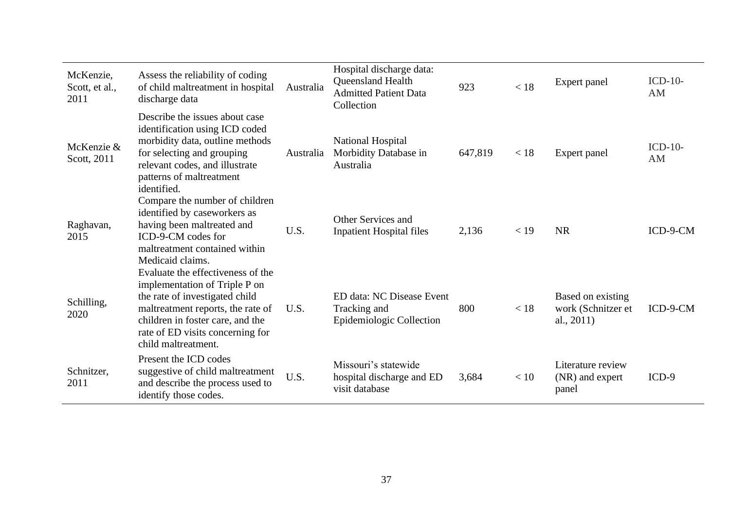| | | | | | | | |
|---|---|---|---|---|---|---|---|
| McKenzie, Scott, et al., 2011 | Assess the reliability of coding of child maltreatment in hospital discharge data | Australia | Hospital discharge data: Queensland Health Admitted Patient Data Collection | 923 | < 18 | Expert panel | ICD-10-AM |
| McKenzie & Scott, 2011 | Describe the issues about case identification using ICD coded morbidity data, outline methods for selecting and grouping relevant codes, and illustrate patterns of maltreatment identified. | Australia | National Hospital Morbidity Database in Australia | 647,819 | < 18 | Expert panel | ICD-10-AM |
| Raghavan, 2015 | Compare the number of children identified by caseworkers as having been maltreated and ICD-9-CM codes for maltreatment contained within Medicaid claims. | U.S. | Other Services and Inpatient Hospital files | 2,136 | < 19 | NR | ICD-9-CM |
| Schilling, 2020 | Evaluate the effectiveness of the implementation of Triple P on the rate of investigated child maltreatment reports, the rate of children in foster care, and the rate of ED visits concerning for child maltreatment. | U.S. | ED data: NC Disease Event Tracking and Epidemiologic Collection | 800 | < 18 | Based on existing work (Schnitzer et al., 2011) | ICD-9-CM |
| Schnitzer, 2011 | Present the ICD codes suggestive of child maltreatment and describe the process used to identify those codes. | U.S. | Missouri's statewide hospital discharge and ED visit database | 3,684 | < 10 | Literature review (NR) and expert panel | ICD-9 |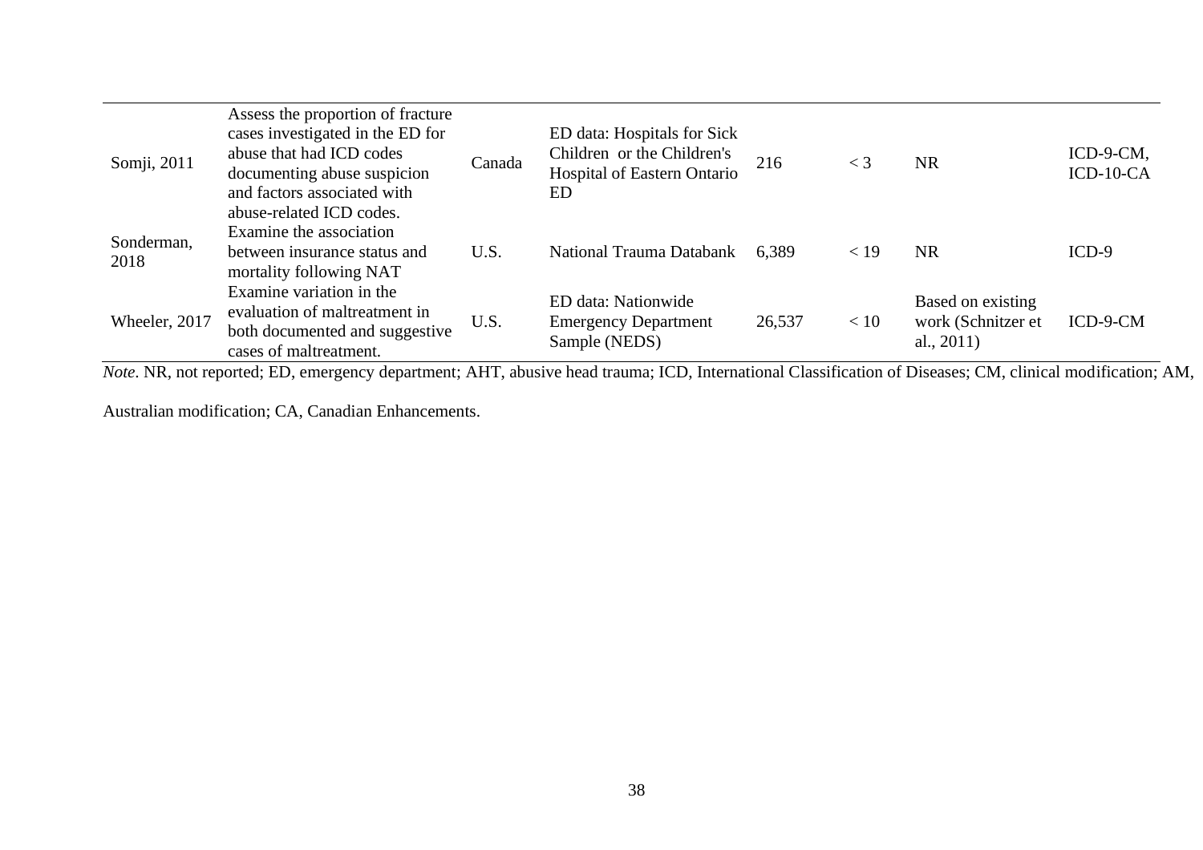| | | | | | | | |
|---|---|---|---|---|---|---|---|
| Somji, 2011 | Assess the proportion of fracture cases investigated in the ED for abuse that had ICD codes documenting abuse suspicion and factors associated with abuse-related ICD codes. | Canada | ED data: Hospitals for Sick Children or the Children's Hospital of Eastern Ontario ED | 216 | < 3 | NR | ICD-9-CM, ICD-10-CA |
| Sonderman, 2018 | Examine the association between insurance status and mortality following NAT | U.S. | National Trauma Databank | 6,389 | < 19 | NR | ICD-9 |
| Wheeler, 2017 | Examine variation in the evaluation of maltreatment in both documented and suggestive cases of maltreatment. | U.S. | ED data: Nationwide Emergency Department Sample (NEDS) | 26,537 | < 10 | Based on existing work (Schnitzer et al., 2011) | ICD-9-CM |

*Note*. NR, not reported; ED, emergency department; AHT, abusive head trauma; ICD, International Classification of Diseases; CM, clinical modification; AM, Australian modification; CA, Canadian Enhancements.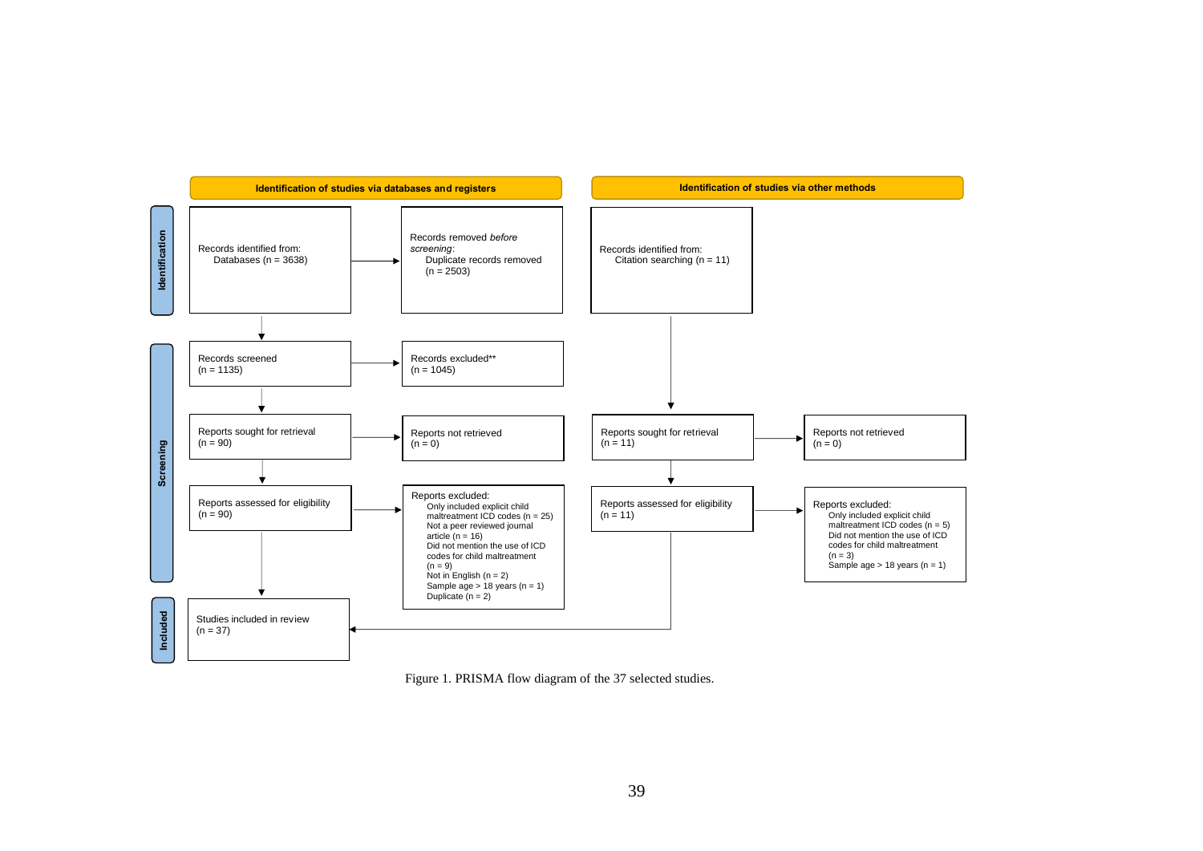**Identification of studies via databases and registers**

**Identification of studies via other methods**

**Identification**

Records identified from:
Databases (n = 3638)

Records removed *before screening*:
Duplicate records removed (n = 2503)

Records identified from:
Citation searching (n = 11)

**Screening**

Records screened (n = 1135)

Records excluded** (n = 1045)

Reports sought for retrieval (n = 90)

Reports not retrieved (n = 0)

Reports assessed for eligibility (n = 90)

Reports excluded:
- Only included explicit child maltreatment ICD codes (n = 25)
- Not a peer reviewed journal article (n = 16)
- Did not mention the use of ICD codes for child maltreatment (n = 9)
- Not in English (n = 2)
- Sample age > 18 years (n = 1)
- Duplicate (n = 2)

Reports sought for retrieval (n = 11)

Reports not retrieved (n = 0)

Reports assessed for eligibility (n = 11)

Reports excluded:
- Only included explicit child maltreatment ICD codes (n = 5)
- Did not mention the use of ICD codes for child maltreatment (n = 3)
- Sample age > 18 years (n = 1)

**Included**

Studies included in review (n = 37)

Figure 1. PRISMA flow diagram of the 37 selected studies.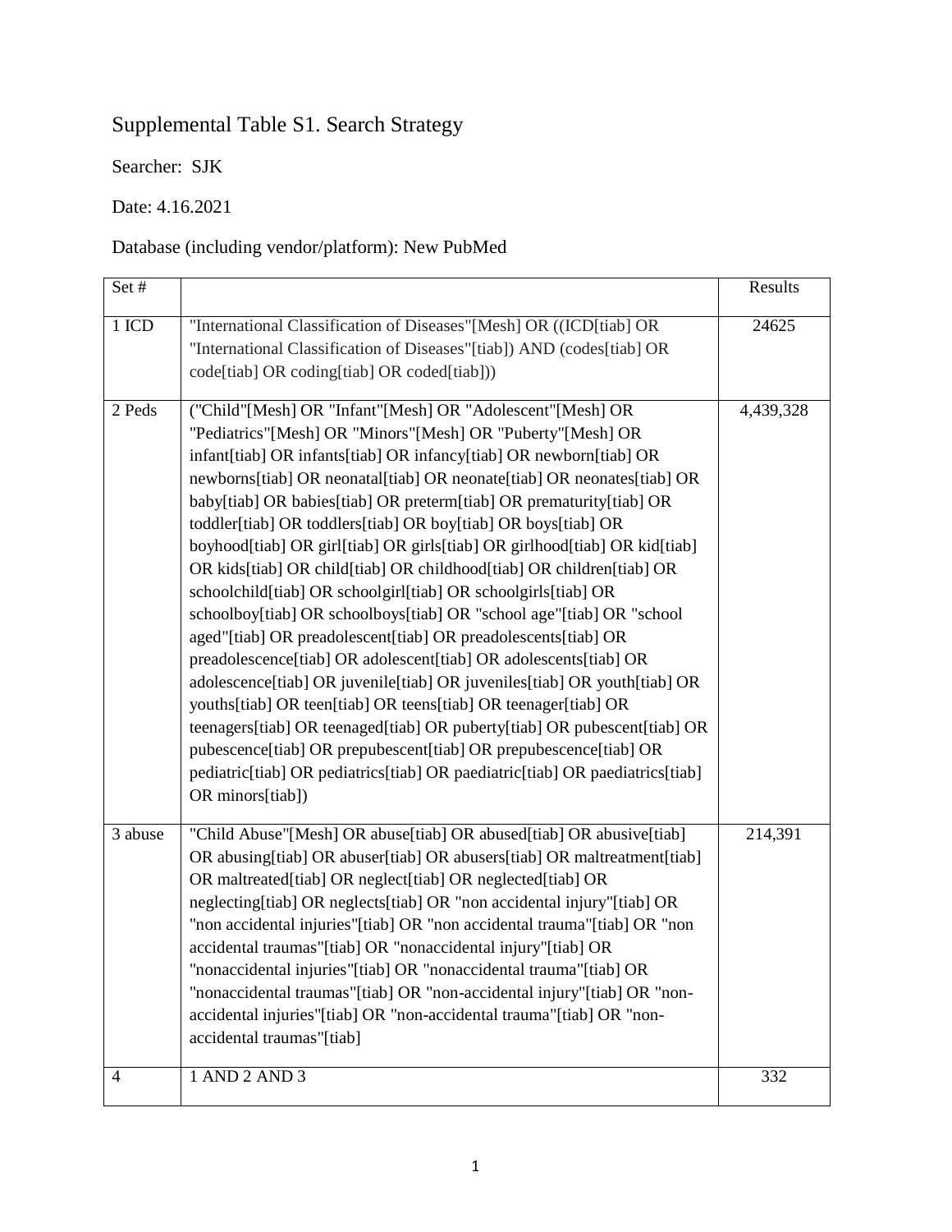# Supplemental Table S1. Search Strategy

Searcher: SJK

Date: 4.16.2021

Database (including vendor/platform): New PubMed

| Set # | | Results |
|---|---|---|
| 1 ICD | "International Classification of Diseases"[Mesh] OR ((ICD[tiab] OR "International Classification of Diseases"[tiab]) AND (codes[tiab] OR code[tiab] OR coding[tiab] OR coded[tiab])) | 24625 |
| 2 Peds | ("Child"[Mesh] OR "Infant"[Mesh] OR "Adolescent"[Mesh] OR "Pediatrics"[Mesh] OR "Minors"[Mesh] OR "Puberty"[Mesh] OR infant[tiab] OR infants[tiab] OR infancy[tiab] OR newborn[tiab] OR newborns[tiab] OR neonatal[tiab] OR neonate[tiab] OR neonates[tiab] OR baby[tiab] OR babies[tiab] OR preterm[tiab] OR prematurity[tiab] OR toddler[tiab] OR toddlers[tiab] OR boy[tiab] OR boys[tiab] OR boyhood[tiab] OR girl[tiab] OR girls[tiab] OR girlhood[tiab] OR kid[tiab] OR kids[tiab] OR child[tiab] OR childhood[tiab] OR children[tiab] OR schoolchild[tiab] OR schoolgirl[tiab] OR schoolgirls[tiab] OR schoolboy[tiab] OR schoolboys[tiab] OR "school age"[tiab] OR "school aged"[tiab] OR preadolescent[tiab] OR preadolescents[tiab] OR preadolescence[tiab] OR adolescent[tiab] OR adolescents[tiab] OR adolescence[tiab] OR juvenile[tiab] OR juveniles[tiab] OR youth[tiab] OR youths[tiab] OR teen[tiab] OR teens[tiab] OR teenager[tiab] OR teenagers[tiab] OR teenaged[tiab] OR puberty[tiab] OR pubescent[tiab] OR pubescence[tiab] OR prepubescent[tiab] OR prepubescence[tiab] OR pediatric[tiab] OR pediatrics[tiab] OR paediatric[tiab] OR paediatrics[tiab] OR minors[tiab]) | 4,439,328 |
| 3 abuse | "Child Abuse"[Mesh] OR abuse[tiab] OR abused[tiab] OR abusive[tiab] OR abusing[tiab] OR abuser[tiab] OR abusers[tiab] OR maltreatment[tiab] OR maltreated[tiab] OR neglect[tiab] OR neglected[tiab] OR neglecting[tiab] OR neglects[tiab] OR "non accidental injury"[tiab] OR "non accidental injuries"[tiab] OR "non accidental trauma"[tiab] OR "non accidental traumas"[tiab] OR "nonaccidental injury"[tiab] OR "nonaccidental injuries"[tiab] OR "nonaccidental trauma"[tiab] OR "nonaccidental traumas"[tiab] OR "non-accidental injury"[tiab] OR "non-accidental injuries"[tiab] OR "non-accidental trauma"[tiab] OR "non-accidental traumas"[tiab] | 214,391 |
| 4 | 1 AND 2 AND 3 | 332 |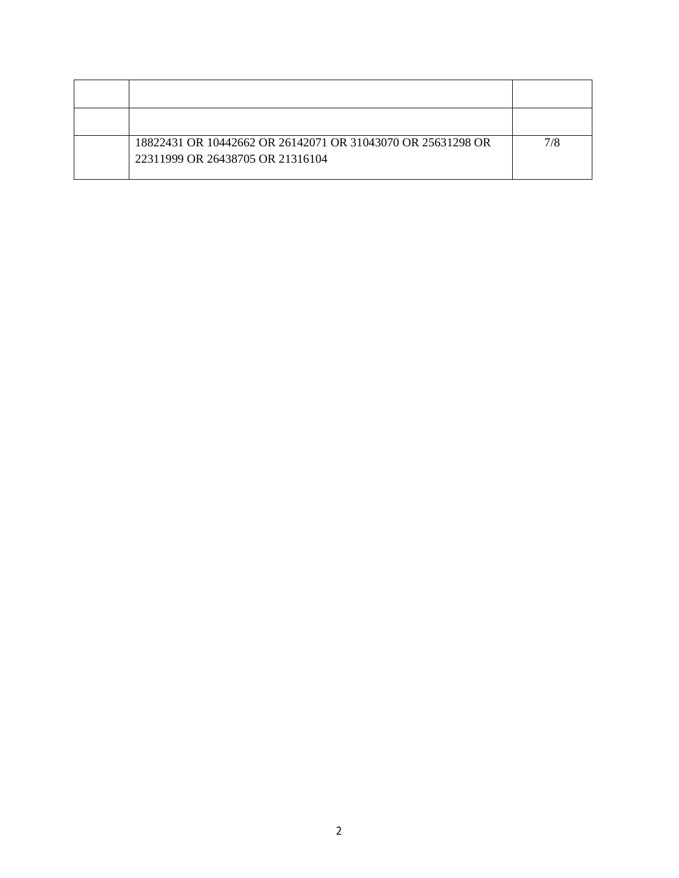| | | |
|---|---|---|
| | | |
| | 18822431 OR 10442662 OR 26142071 OR 31043070 OR 25631298 OR 22311999 OR 26438705 OR 21316104 | 7/8 |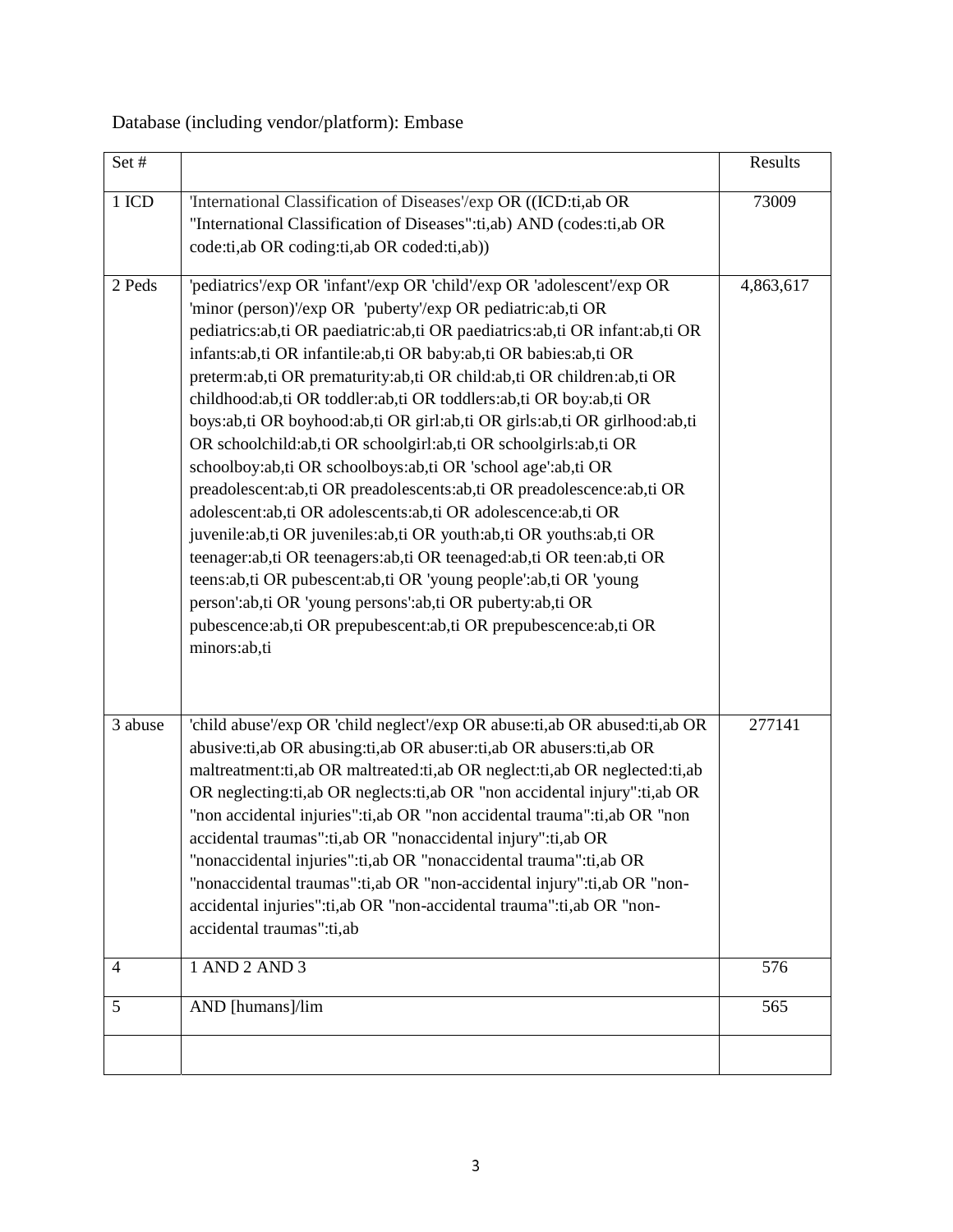Database (including vendor/platform): Embase

| Set # | | Results |
|---|---|---|
| 1 ICD | 'International Classification of Diseases'/exp OR ((ICD:ti,ab OR "International Classification of Diseases":ti,ab) AND (codes:ti,ab OR code:ti,ab OR coding:ti,ab OR coded:ti,ab)) | 73009 |
| 2 Peds | 'pediatrics'/exp OR 'infant'/exp OR 'child'/exp OR 'adolescent'/exp OR 'minor (person)'/exp OR 'puberty'/exp OR pediatric:ab,ti OR pediatrics:ab,ti OR paediatric:ab,ti OR paediatrics:ab,ti OR infant:ab,ti OR infants:ab,ti OR infantile:ab,ti OR baby:ab,ti OR babies:ab,ti OR preterm:ab,ti OR prematurity:ab,ti OR child:ab,ti OR children:ab,ti OR childhood:ab,ti OR toddler:ab,ti OR toddlers:ab,ti OR boy:ab,ti OR boys:ab,ti OR boyhood:ab,ti OR girl:ab,ti OR girls:ab,ti OR girlhood:ab,ti OR schoolchild:ab,ti OR schoolgirl:ab,ti OR schoolgirls:ab,ti OR schoolboy:ab,ti OR schoolboys:ab,ti OR 'school age':ab,ti OR preadolescent:ab,ti OR preadolescents:ab,ti OR preadolescence:ab,ti OR adolescent:ab,ti OR adolescents:ab,ti OR adolescence:ab,ti OR juvenile:ab,ti OR juveniles:ab,ti OR youth:ab,ti OR youths:ab,ti OR teenager:ab,ti OR teenagers:ab,ti OR teenaged:ab,ti OR teen:ab,ti OR teens:ab,ti OR pubescent:ab,ti OR 'young people':ab,ti OR 'young person':ab,ti OR 'young persons':ab,ti OR puberty:ab,ti OR pubescence:ab,ti OR prepubescent:ab,ti OR prepubescence:ab,ti OR minors:ab,ti | 4,863,617 |
| 3 abuse | 'child abuse'/exp OR 'child neglect'/exp OR abuse:ti,ab OR abused:ti,ab OR abusive:ti,ab OR abusing:ti,ab OR abuser:ti,ab OR abusers:ti,ab OR maltreatment:ti,ab OR maltreated:ti,ab OR neglect:ti,ab OR neglected:ti,ab OR neglecting:ti,ab OR neglects:ti,ab OR "non accidental injury":ti,ab OR "non accidental injuries":ti,ab OR "non accidental trauma":ti,ab OR "non accidental traumas":ti,ab OR "nonaccidental injury":ti,ab OR "nonaccidental injuries":ti,ab OR "nonaccidental trauma":ti,ab OR "nonaccidental traumas":ti,ab OR "non-accidental injury":ti,ab OR "non-accidental injuries":ti,ab OR "non-accidental trauma":ti,ab OR "non-accidental traumas":ti,ab | 277141 |
| 4 | 1 AND 2 AND 3 | 576 |
| 5 | AND [humans]/lim | 565 |
| | | |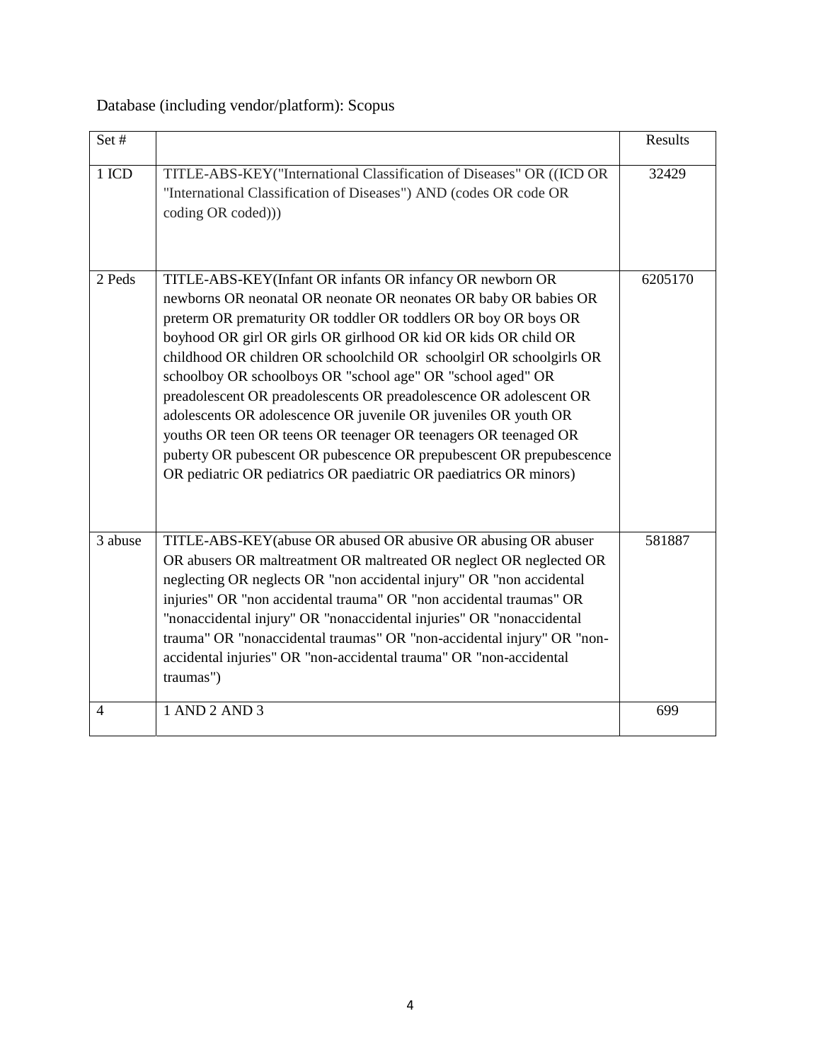Database (including vendor/platform): Scopus

| Set # | | Results |
|---|---|---|
| 1 ICD | TITLE-ABS-KEY("International Classification of Diseases" OR ((ICD OR "International Classification of Diseases") AND (codes OR code OR coding OR coded))) | 32429 |
| 2 Peds | TITLE-ABS-KEY(Infant OR infants OR infancy OR newborn OR newborns OR neonatal OR neonate OR neonates OR baby OR babies OR preterm OR prematurity OR toddler OR toddlers OR boy OR boys OR boyhood OR girl OR girls OR girlhood OR kid OR kids OR child OR childhood OR children OR schoolchild OR schoolgirl OR schoolgirls OR schoolboy OR schoolboys OR "school age" OR "school aged" OR preadolescent OR preadolescents OR preadolescence OR adolescent OR adolescents OR adolescence OR juvenile OR juveniles OR youth OR youths OR teen OR teens OR teenager OR teenagers OR teenaged OR puberty OR pubescent OR pubescence OR prepubescent OR prepubescence OR pediatric OR pediatrics OR paediatric OR paediatrics OR minors) | 6205170 |
| 3 abuse | TITLE-ABS-KEY(abuse OR abused OR abusive OR abusing OR abuser OR abusers OR maltreatment OR maltreated OR neglect OR neglected OR neglecting OR neglects OR "non accidental injury" OR "non accidental injuries" OR "non accidental trauma" OR "non accidental traumas" OR "nonaccidental injury" OR "nonaccidental injuries" OR "nonaccidental trauma" OR "nonaccidental traumas" OR "non-accidental injury" OR "non-accidental injuries" OR "non-accidental trauma" OR "non-accidental traumas") | 581887 |
| 4 | 1 AND 2 AND 3 | 699 |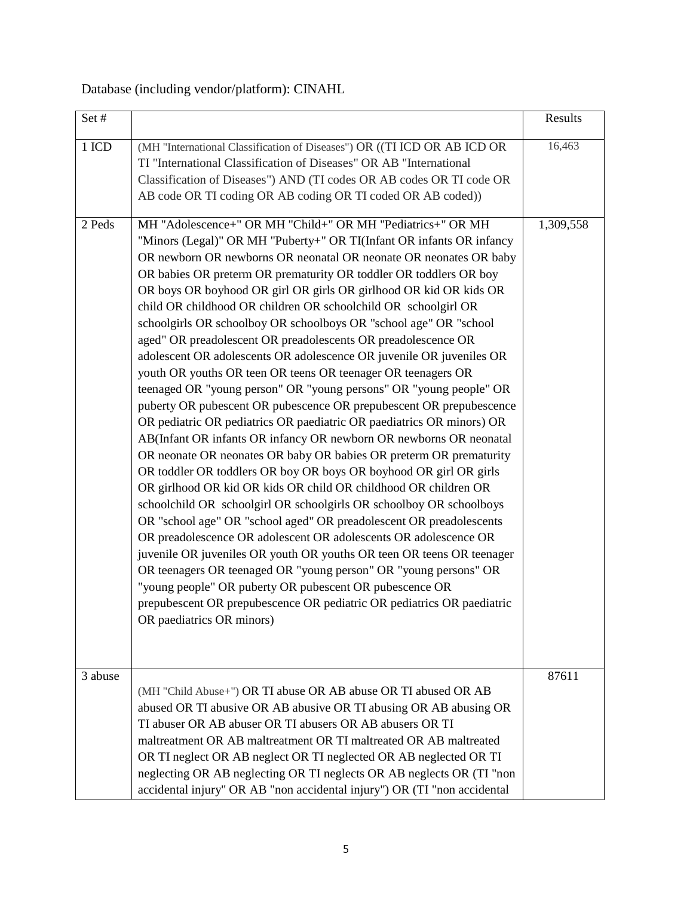Database (including vendor/platform): CINAHL

| Set # | | Results |
| --- | --- | --- |
| 1 ICD | (MH "International Classification of Diseases") OR ((TI ICD OR AB ICD OR TI "International Classification of Diseases" OR AB "International Classification of Diseases") AND (TI codes OR AB codes OR TI code OR AB code OR TI coding OR AB coding OR TI coded OR AB coded)) | 16,463 |
| 2 Peds | MH "Adolescence+" OR MH "Child+" OR MH "Pediatrics+" OR MH "Minors (Legal)" OR MH "Puberty+" OR TI(Infant OR infants OR infancy OR newborn OR newborns OR neonatal OR neonate OR neonates OR baby OR babies OR preterm OR prematurity OR toddler OR toddlers OR boy OR boys OR boyhood OR girl OR girls OR girlhood OR kid OR kids OR child OR childhood OR children OR schoolchild OR schoolgirl OR schoolgirls OR schoolboy OR schoolboys OR "school age" OR "school aged" OR preadolescent OR preadolescents OR preadolescence OR adolescent OR adolescents OR adolescence OR juvenile OR juveniles OR youth OR youths OR teen OR teens OR teenager OR teenagers OR teenaged OR "young person" OR "young persons" OR "young people" OR puberty OR pubescent OR pubescence OR prepubescent OR prepubescence OR pediatric OR pediatrics OR paediatric OR paediatrics OR minors) OR AB(Infant OR infants OR infancy OR newborn OR newborns OR neonatal OR neonate OR neonates OR baby OR babies OR preterm OR prematurity OR toddler OR toddlers OR boy OR boys OR boyhood OR girl OR girls OR girlhood OR kid OR kids OR child OR childhood OR children OR schoolchild OR schoolgirl OR schoolgirls OR schoolboy OR schoolboys OR "school age" OR "school aged" OR preadolescent OR preadolescents OR preadolescence OR adolescent OR adolescents OR adolescence OR juvenile OR juveniles OR youth OR youths OR teen OR teens OR teenager OR teenagers OR teenaged OR "young person" OR "young persons" OR "young people" OR puberty OR pubescent OR pubescence OR prepubescent OR prepubescence OR pediatric OR pediatrics OR paediatric OR paediatrics OR minors) | 1,309,558 |
| 3 abuse | (MH "Child Abuse+") OR TI abuse OR AB abuse OR TI abused OR AB abused OR TI abusive OR AB abusive OR TI abusing OR AB abusing OR TI abuser OR AB abuser OR TI abusers OR AB abusers OR TI maltreatment OR AB maltreatment OR TI maltreated OR AB maltreated OR TI neglect OR AB neglect OR TI neglected OR AB neglected OR TI neglecting OR AB neglecting OR TI neglects OR AB neglects OR (TI "non accidental injury" OR AB "non accidental injury") OR (TI "non accidental | 87611 |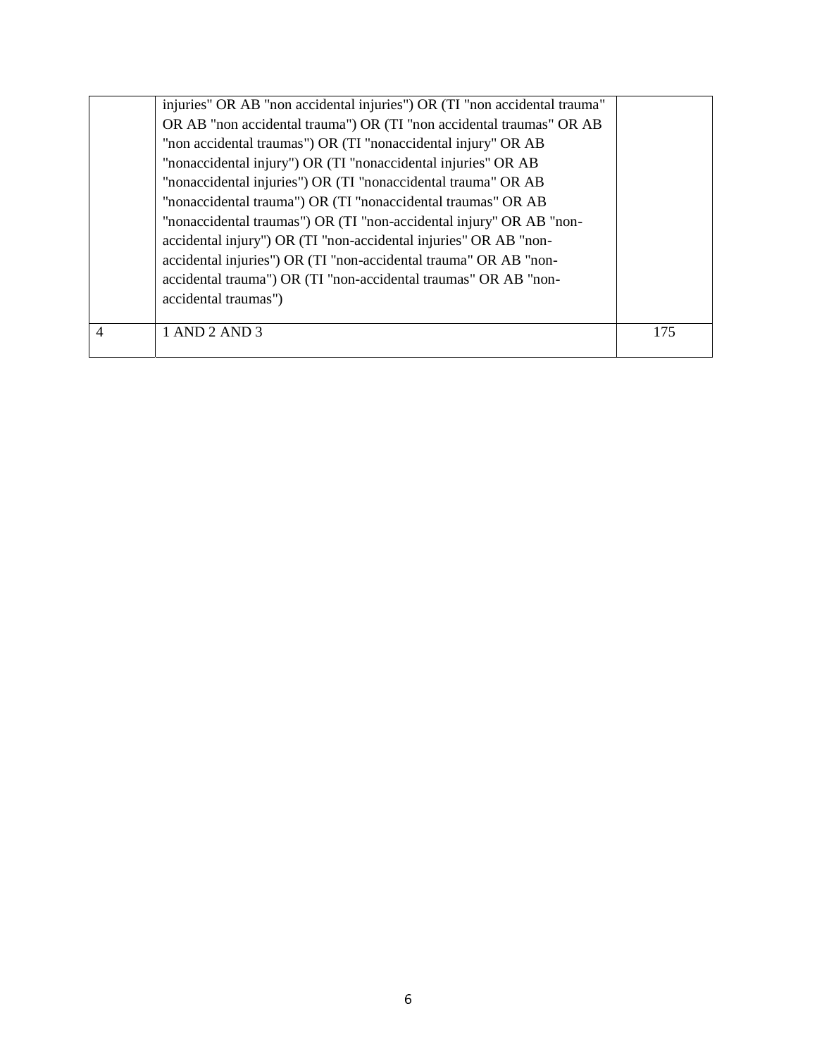| | | |
|---|---|---|
| | injuries" OR AB "non accidental injuries") OR (TI "non accidental trauma" OR AB "non accidental trauma") OR (TI "non accidental traumas" OR AB "non accidental traumas") OR (TI "nonaccidental injury" OR AB "nonaccidental injury") OR (TI "nonaccidental injuries" OR AB "nonaccidental injuries") OR (TI "nonaccidental trauma" OR AB "nonaccidental trauma") OR (TI "nonaccidental traumas" OR AB "nonaccidental traumas") OR (TI "non-accidental injury" OR AB "non-accidental injury") OR (TI "non-accidental injuries" OR AB "non-accidental injuries") OR (TI "non-accidental trauma" OR AB "non-accidental trauma") OR (TI "non-accidental traumas" OR AB "non-accidental traumas") | |
| 4 | 1 AND 2 AND 3 | 175 |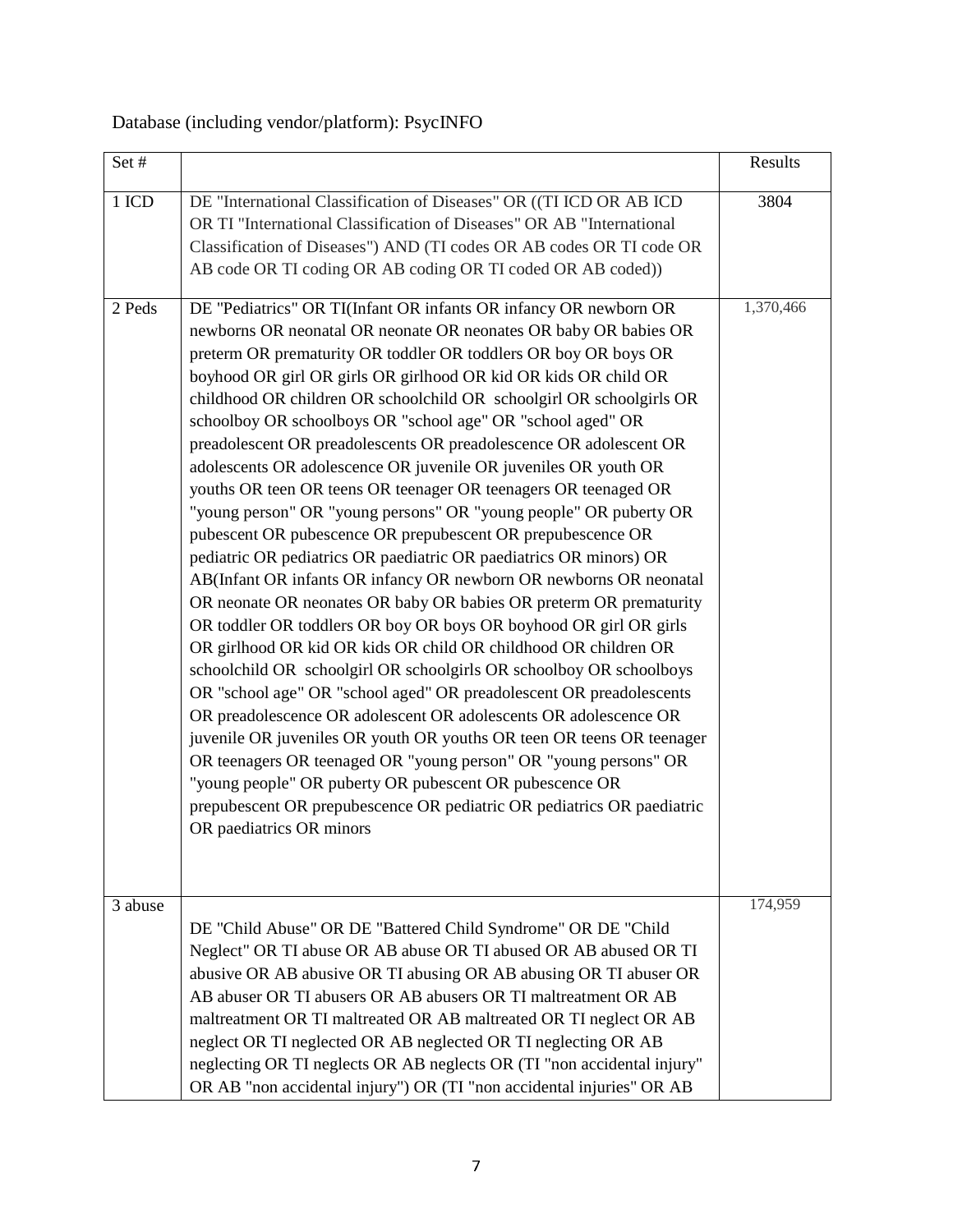Database (including vendor/platform): PsycINFO

| Set # | | Results |
|---|---|---|
| 1 ICD | DE "International Classification of Diseases" OR ((TI ICD OR AB ICD OR TI "International Classification of Diseases" OR AB "International Classification of Diseases") AND (TI codes OR AB codes OR TI code OR AB code OR TI coding OR AB coding OR TI coded OR AB coded)) | 3804 |
| 2 Peds | DE "Pediatrics" OR TI(Infant OR infants OR infancy OR newborn OR newborns OR neonatal OR neonate OR neonates OR baby OR babies OR preterm OR prematurity OR toddler OR toddlers OR boy OR boys OR boyhood OR girl OR girls OR girlhood OR kid OR kids OR child OR childhood OR children OR schoolchild OR schoolgirl OR schoolgirls OR schoolboy OR schoolboys OR "school age" OR "school aged" OR preadolescent OR preadolescents OR preadolescence OR adolescent OR adolescents OR adolescence OR juvenile OR juveniles OR youth OR youths OR teen OR teens OR teenager OR teenagers OR teenaged OR "young person" OR "young persons" OR "young people" OR puberty OR pubescent OR pubescence OR prepubescent OR prepubescence OR pediatric OR pediatrics OR paediatric OR paediatrics OR minors) OR AB(Infant OR infants OR infancy OR newborn OR newborns OR neonatal OR neonate OR neonates OR baby OR babies OR preterm OR prematurity OR toddler OR toddlers OR boy OR boys OR boyhood OR girl OR girls OR girlhood OR kid OR kids OR child OR childhood OR children OR schoolchild OR schoolgirl OR schoolgirls OR schoolboy OR schoolboys OR "school age" OR "school aged" OR preadolescent OR preadolescents OR preadolescence OR adolescent OR adolescents OR adolescence OR juvenile OR juveniles OR youth OR youths OR teen OR teens OR teenager OR teenagers OR teenaged OR "young person" OR "young persons" OR "young people" OR puberty OR pubescent OR pubescence OR prepubescent OR prepubescence OR pediatric OR pediatrics OR paediatric OR paediatrics OR minors | 1,370,466 |
| 3 abuse | DE "Child Abuse" OR DE "Battered Child Syndrome" OR DE "Child Neglect" OR TI abuse OR AB abuse OR TI abused OR AB abused OR TI abusive OR AB abusive OR TI abusing OR AB abusing OR TI abuser OR AB abuser OR TI abusers OR AB abusers OR TI maltreatment OR AB maltreatment OR TI maltreated OR AB maltreated OR TI neglect OR AB neglect OR TI neglected OR AB neglected OR TI neglecting OR AB neglecting OR TI neglects OR AB neglects OR (TI "non accidental injury" OR AB "non accidental injury") OR (TI "non accidental injuries" OR AB | 174,959 |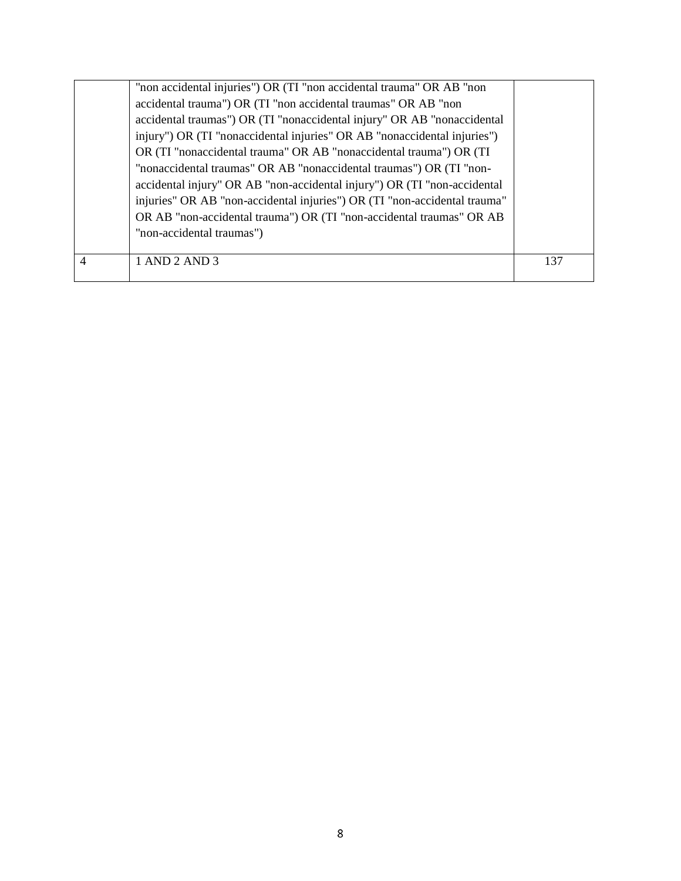| | | |
|---|---|---|
| | "non accidental injuries") OR (TI "non accidental trauma" OR AB "non accidental trauma") OR (TI "non accidental traumas" OR AB "non accidental traumas") OR (TI "nonaccidental injury" OR AB "nonaccidental injury") OR (TI "nonaccidental injuries" OR AB "nonaccidental injuries") OR (TI "nonaccidental trauma" OR AB "nonaccidental trauma") OR (TI "nonaccidental traumas" OR AB "nonaccidental traumas") OR (TI "non-accidental injury" OR AB "non-accidental injury") OR (TI "non-accidental injuries" OR AB "non-accidental injuries") OR (TI "non-accidental trauma" OR AB "non-accidental trauma") OR (TI "non-accidental traumas" OR AB "non-accidental traumas") | |
| 4 | 1 AND 2 AND 3 | 137 |